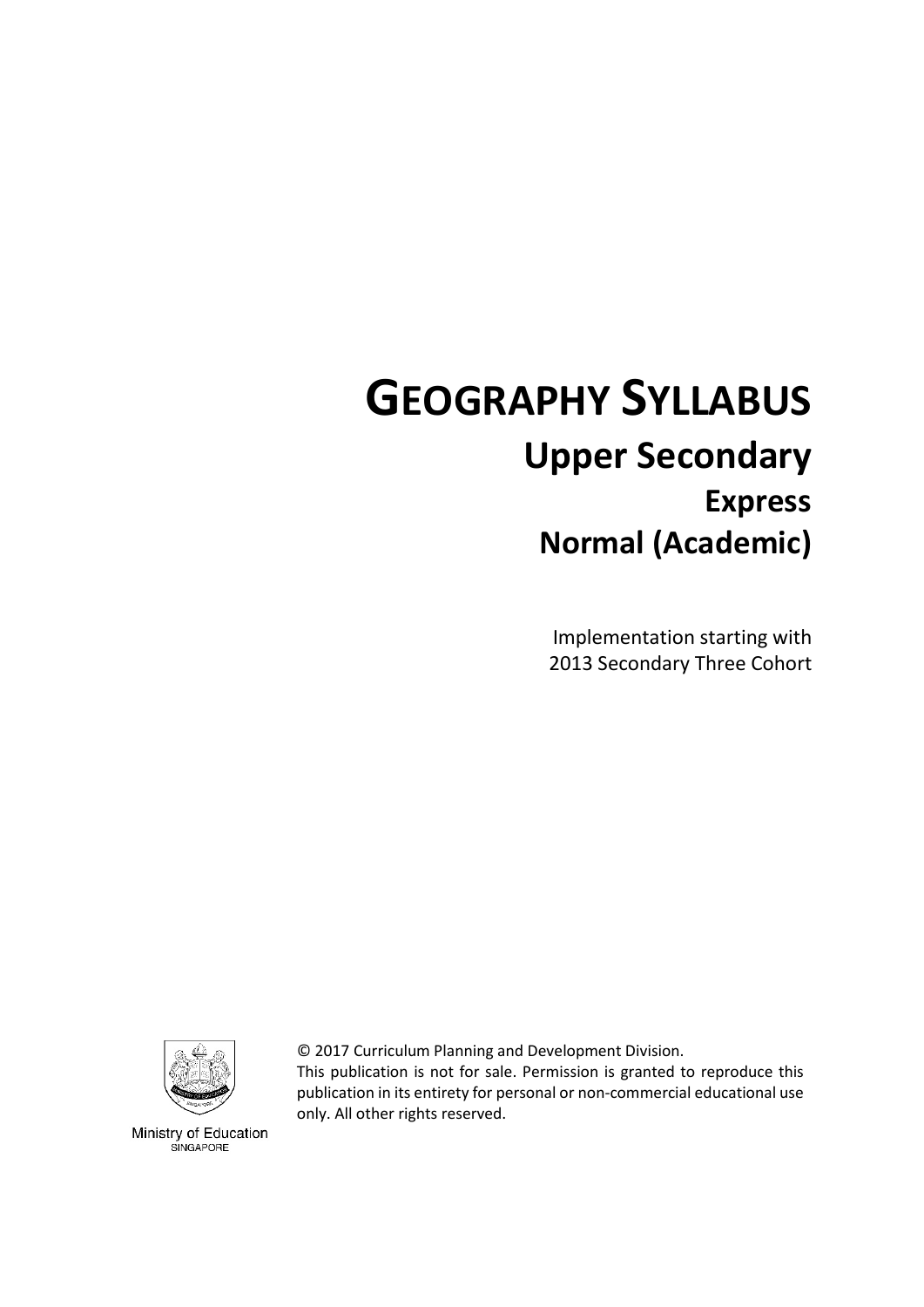# GEOGRAPHY SYLLABUS

## Upper Secondary

### Express

### Normal (Academic)

Implementation starting with
2013 Secondary Three Cohort

© 2017 Curriculum Planning and Development Division.
This publication is not for sale. Permission is granted to reproduce this publication in its entirety for personal or non-commercial educational use only. All other rights reserved.

Ministry of Education
SINGAPORE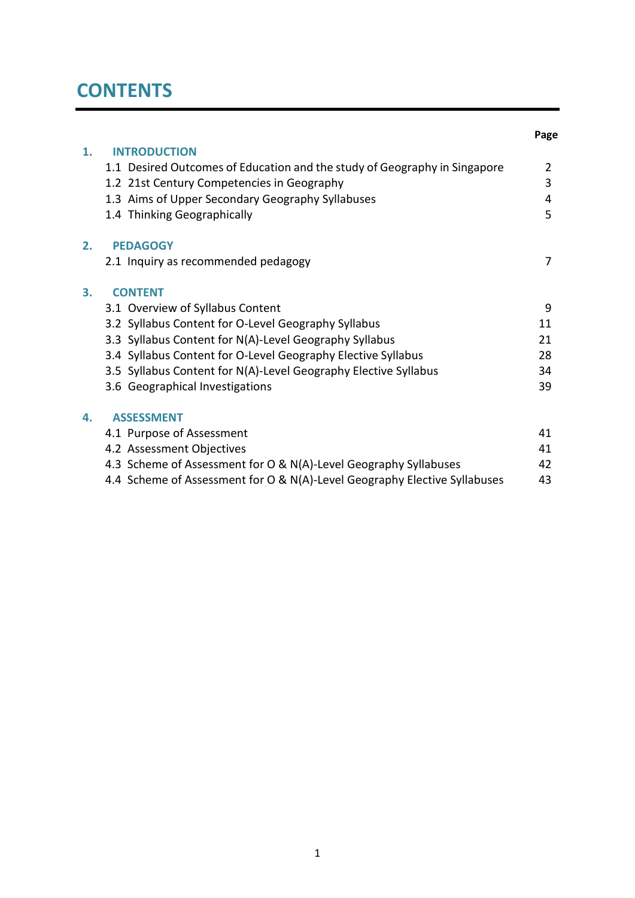# CONTENTS

| | | Page |
|---|---|---|
| **1.** | **INTRODUCTION** | |
| | 1.1 Desired Outcomes of Education and the study of Geography in Singapore | 2 |
| | 1.2 21st Century Competencies in Geography | 3 |
| | 1.3 Aims of Upper Secondary Geography Syllabuses | 4 |
| | 1.4 Thinking Geographically | 5 |
| **2.** | **PEDAGOGY** | |
| | 2.1 Inquiry as recommended pedagogy | 7 |
| **3.** | **CONTENT** | |
| | 3.1 Overview of Syllabus Content | 9 |
| | 3.2 Syllabus Content for O-Level Geography Syllabus | 11 |
| | 3.3 Syllabus Content for N(A)-Level Geography Syllabus | 21 |
| | 3.4 Syllabus Content for O-Level Geography Elective Syllabus | 28 |
| | 3.5 Syllabus Content for N(A)-Level Geography Elective Syllabus | 34 |
| | 3.6 Geographical Investigations | 39 |
| **4.** | **ASSESSMENT** | |
| | 4.1 Purpose of Assessment | 41 |
| | 4.2 Assessment Objectives | 41 |
| | 4.3 Scheme of Assessment for O & N(A)-Level Geography Syllabuses | 42 |
| | 4.4 Scheme of Assessment for O & N(A)-Level Geography Elective Syllabuses | 43 |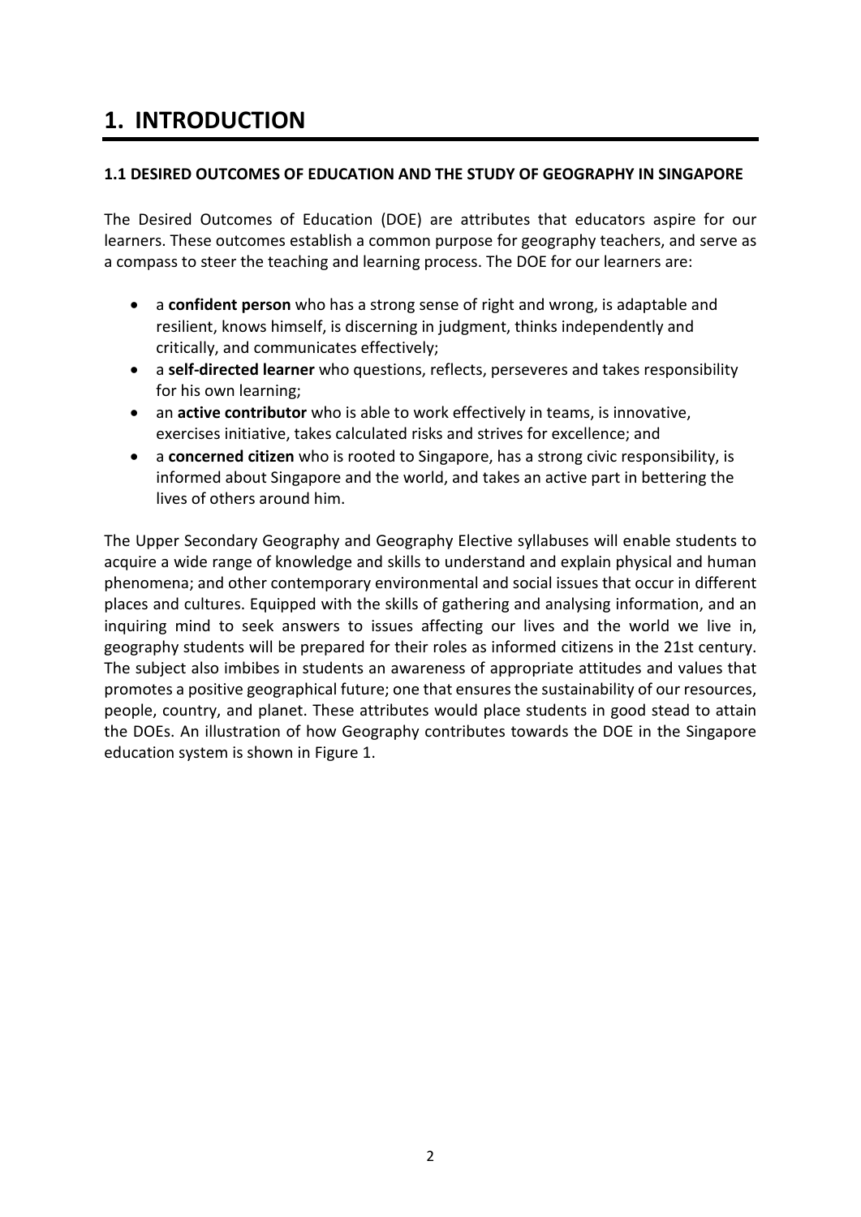# 1. INTRODUCTION

### 1.1 DESIRED OUTCOMES OF EDUCATION AND THE STUDY OF GEOGRAPHY IN SINGAPORE

The Desired Outcomes of Education (DOE) are attributes that educators aspire for our learners. These outcomes establish a common purpose for geography teachers, and serve as a compass to steer the teaching and learning process. The DOE for our learners are:

- a **confident person** who has a strong sense of right and wrong, is adaptable and resilient, knows himself, is discerning in judgment, thinks independently and critically, and communicates effectively;
- a **self-directed learner** who questions, reflects, perseveres and takes responsibility for his own learning;
- an **active contributor** who is able to work effectively in teams, is innovative, exercises initiative, takes calculated risks and strives for excellence; and
- a **concerned citizen** who is rooted to Singapore, has a strong civic responsibility, is informed about Singapore and the world, and takes an active part in bettering the lives of others around him.

The Upper Secondary Geography and Geography Elective syllabuses will enable students to acquire a wide range of knowledge and skills to understand and explain physical and human phenomena; and other contemporary environmental and social issues that occur in different places and cultures. Equipped with the skills of gathering and analysing information, and an inquiring mind to seek answers to issues affecting our lives and the world we live in, geography students will be prepared for their roles as informed citizens in the 21st century. The subject also imbibes in students an awareness of appropriate attitudes and values that promotes a positive geographical future; one that ensures the sustainability of our resources, people, country, and planet. These attributes would place students in good stead to attain the DOEs. An illustration of how Geography contributes towards the DOE in the Singapore education system is shown in Figure 1.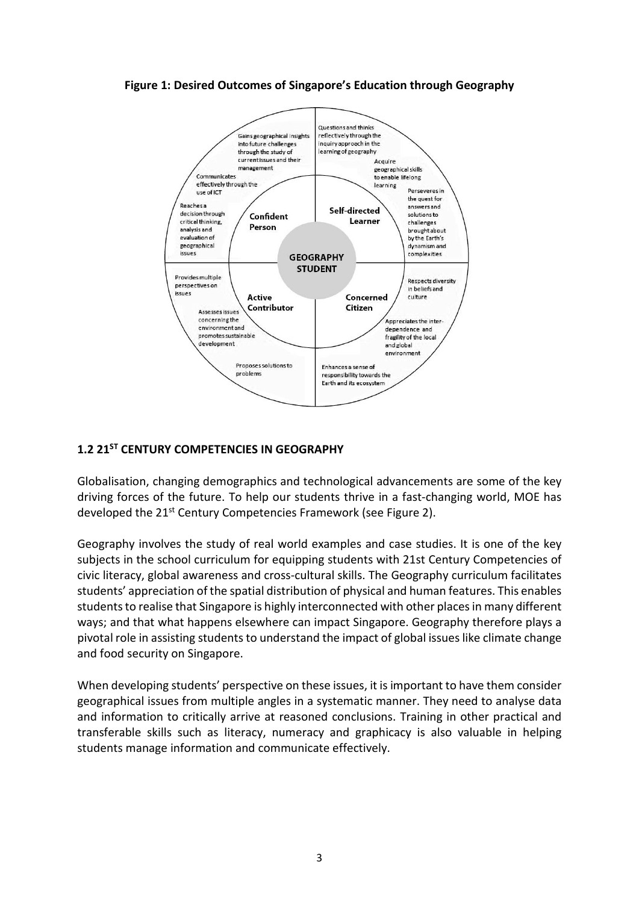**Figure 1: Desired Outcomes of Singapore's Education through Geography**

GEOGRAPHY STUDENT

Confident Person

Gains geographical insights into future challenges through the study of current issues and their management

Communicates effectively through the use of ICT

Reaches a decision through critical thinking, analysis and evaluation of geographical issues

Self-directed Learner

Questions and thinks reflectively through the inquiry approach in the learning of geography

Acquire geographical skills to enable lifelong learning

Perseveres in the quest for answers and solutions to challenges brought about by the Earth's dynamism and complexities

Active Contributor

Provides multiple perspectives on issues

Assesses issues concerning the environment and promotes sustainable development

Proposes solutions to problems

Concerned Citizen

Respects diversity in beliefs and culture

Appreciates the inter-dependence and fragility of the local and global environment

Enhances a sense of responsibility towards the Earth and its ecosystem

## 1.2 21ST CENTURY COMPETENCIES IN GEOGRAPHY

Globalisation, changing demographics and technological advancements are some of the key driving forces of the future. To help our students thrive in a fast-changing world, MOE has developed the 21st Century Competencies Framework (see Figure 2).

Geography involves the study of real world examples and case studies. It is one of the key subjects in the school curriculum for equipping students with 21st Century Competencies of civic literacy, global awareness and cross-cultural skills. The Geography curriculum facilitates students' appreciation of the spatial distribution of physical and human features. This enables students to realise that Singapore is highly interconnected with other places in many different ways; and that what happens elsewhere can impact Singapore. Geography therefore plays a pivotal role in assisting students to understand the impact of global issues like climate change and food security on Singapore.

When developing students' perspective on these issues, it is important to have them consider geographical issues from multiple angles in a systematic manner. They need to analyse data and information to critically arrive at reasoned conclusions. Training in other practical and transferable skills such as literacy, numeracy and graphicacy is also valuable in helping students manage information and communicate effectively.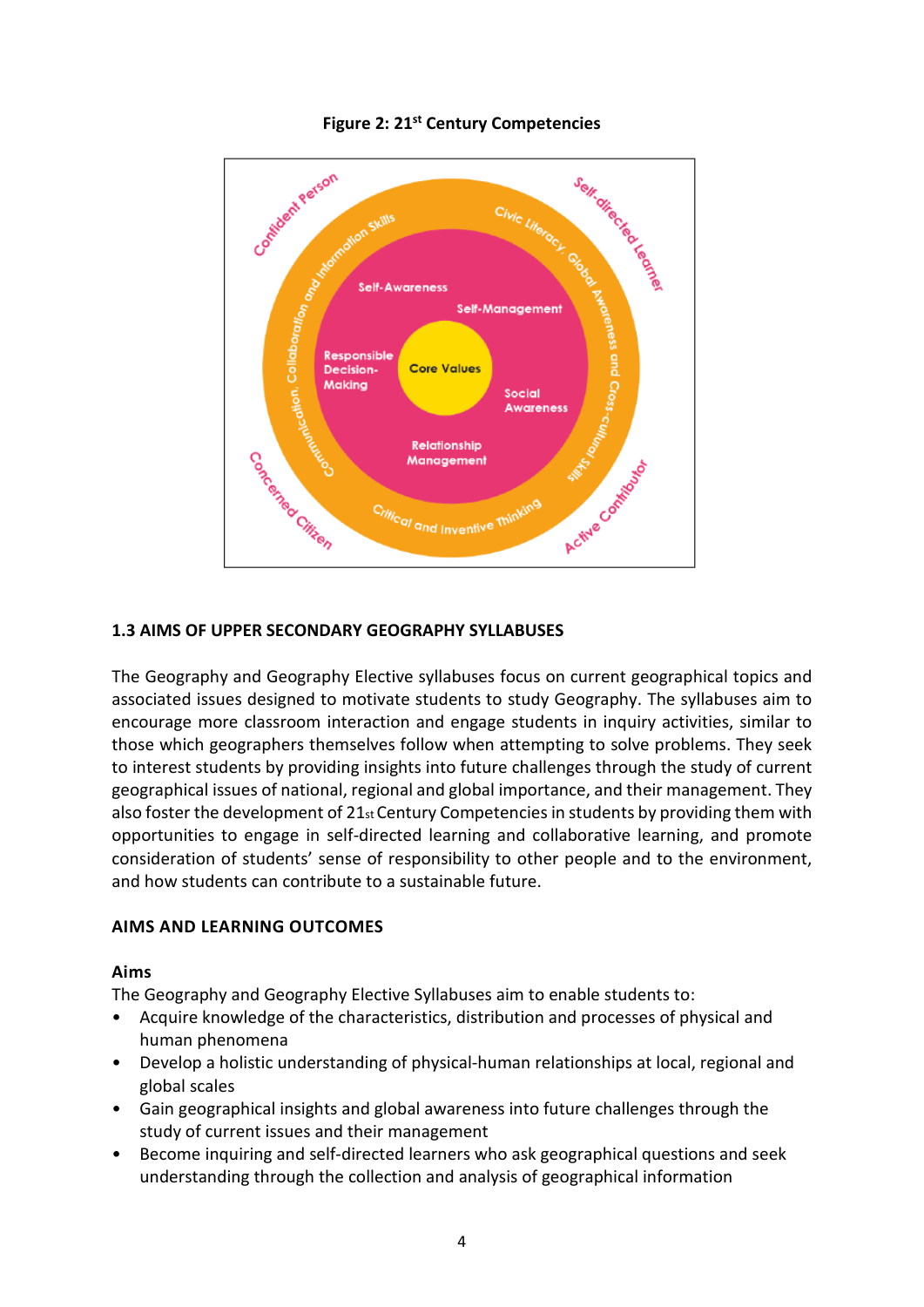**Figure 2: 21st Century Competencies**

Confident Person

Self-directed Learner

Concerned Citizen

Active Contributor

Communication, Collaboration and Information Skills

Civic Literacy, Global Awareness and Cross-cultural Skills

Critical and Inventive Thinking

Self-Awareness

Self-Management

Responsible Decision-Making

Core Values

Social Awareness

Relationship Management

### 1.3 AIMS OF UPPER SECONDARY GEOGRAPHY SYLLABUSES

The Geography and Geography Elective syllabuses focus on current geographical topics and associated issues designed to motivate students to study Geography. The syllabuses aim to encourage more classroom interaction and engage students in inquiry activities, similar to those which geographers themselves follow when attempting to solve problems. They seek to interest students by providing insights into future challenges through the study of current geographical issues of national, regional and global importance, and their management. They also foster the development of 21st Century Competencies in students by providing them with opportunities to engage in self-directed learning and collaborative learning, and promote consideration of students' sense of responsibility to other people and to the environment, and how students can contribute to a sustainable future.

### AIMS AND LEARNING OUTCOMES

**Aims**

The Geography and Geography Elective Syllabuses aim to enable students to:

- Acquire knowledge of the characteristics, distribution and processes of physical and human phenomena
- Develop a holistic understanding of physical-human relationships at local, regional and global scales
- Gain geographical insights and global awareness into future challenges through the study of current issues and their management
- Become inquiring and self-directed learners who ask geographical questions and seek understanding through the collection and analysis of geographical information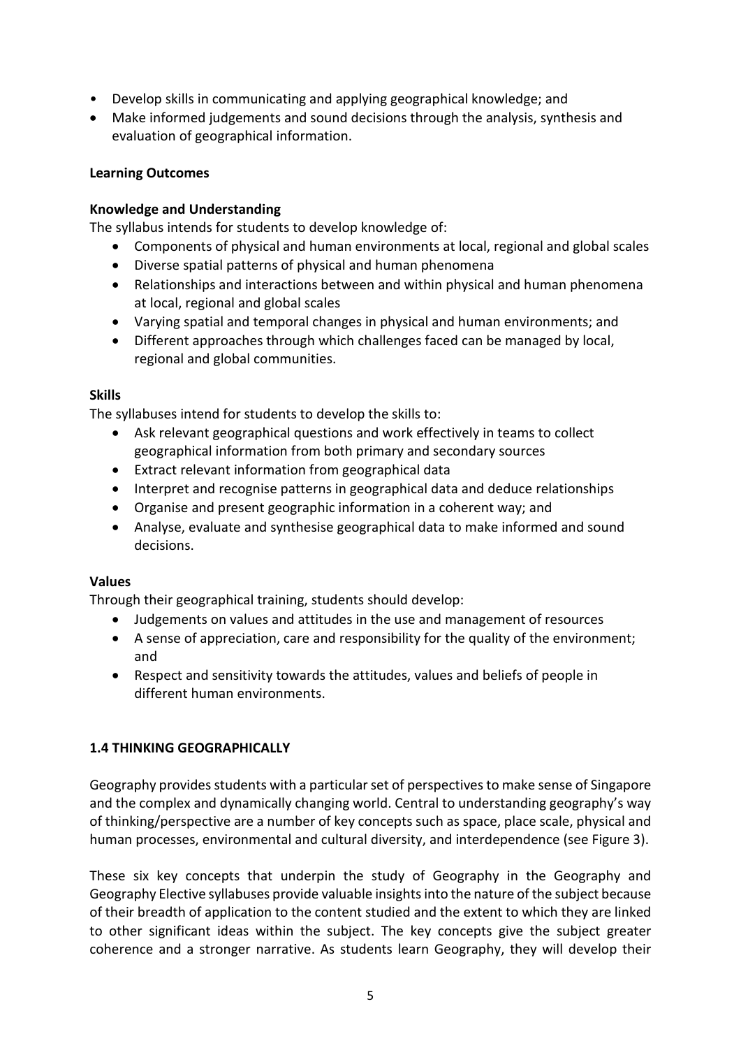- Develop skills in communicating and applying geographical knowledge; and
- Make informed judgements and sound decisions through the analysis, synthesis and evaluation of geographical information.

**Learning Outcomes**

**Knowledge and Understanding**

The syllabus intends for students to develop knowledge of:

- Components of physical and human environments at local, regional and global scales
- Diverse spatial patterns of physical and human phenomena
- Relationships and interactions between and within physical and human phenomena at local, regional and global scales
- Varying spatial and temporal changes in physical and human environments; and
- Different approaches through which challenges faced can be managed by local, regional and global communities.

**Skills**

The syllabuses intend for students to develop the skills to:

- Ask relevant geographical questions and work effectively in teams to collect geographical information from both primary and secondary sources
- Extract relevant information from geographical data
- Interpret and recognise patterns in geographical data and deduce relationships
- Organise and present geographic information in a coherent way; and
- Analyse, evaluate and synthesise geographical data to make informed and sound decisions.

**Values**

Through their geographical training, students should develop:

- Judgements on values and attitudes in the use and management of resources
- A sense of appreciation, care and responsibility for the quality of the environment; and
- Respect and sensitivity towards the attitudes, values and beliefs of people in different human environments.

**1.4 THINKING GEOGRAPHICALLY**

Geography provides students with a particular set of perspectives to make sense of Singapore and the complex and dynamically changing world. Central to understanding geography's way of thinking/perspective are a number of key concepts such as space, place scale, physical and human processes, environmental and cultural diversity, and interdependence (see Figure 3).

These six key concepts that underpin the study of Geography in the Geography and Geography Elective syllabuses provide valuable insights into the nature of the subject because of their breadth of application to the content studied and the extent to which they are linked to other significant ideas within the subject. The key concepts give the subject greater coherence and a stronger narrative. As students learn Geography, they will develop their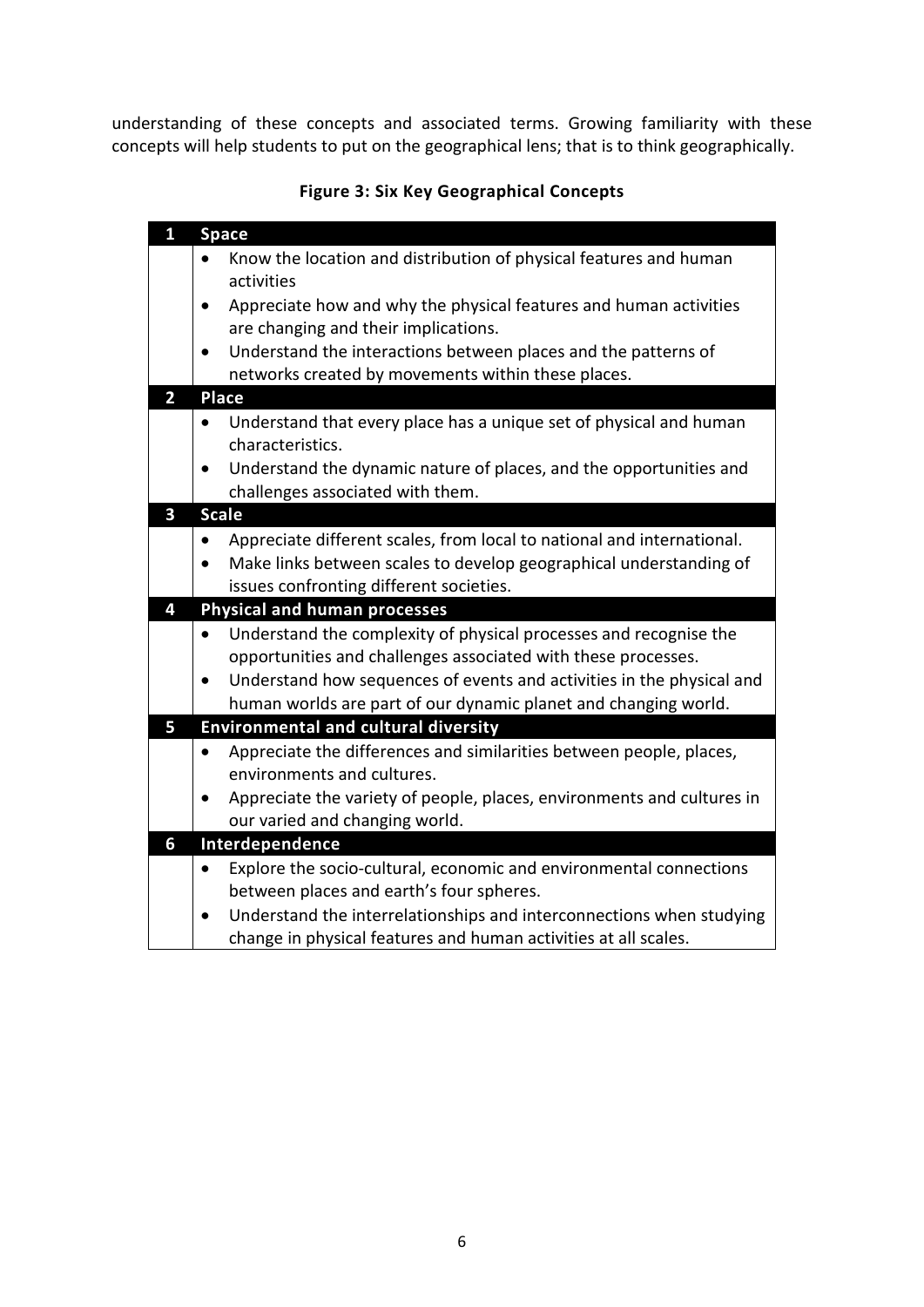understanding of these concepts and associated terms. Growing familiarity with these concepts will help students to put on the geographical lens; that is to think geographically.

**Figure 3: Six Key Geographical Concepts**

| | |
|---|---|
| **1** | **Space** |
| | • Know the location and distribution of physical features and human activities<br>• Appreciate how and why the physical features and human activities are changing and their implications.<br>• Understand the interactions between places and the patterns of networks created by movements within these places. |
| **2** | **Place** |
| | • Understand that every place has a unique set of physical and human characteristics.<br>• Understand the dynamic nature of places, and the opportunities and challenges associated with them. |
| **3** | **Scale** |
| | • Appreciate different scales, from local to national and international.<br>• Make links between scales to develop geographical understanding of issues confronting different societies. |
| **4** | **Physical and human processes** |
| | • Understand the complexity of physical processes and recognise the opportunities and challenges associated with these processes.<br>• Understand how sequences of events and activities in the physical and human worlds are part of our dynamic planet and changing world. |
| **5** | **Environmental and cultural diversity** |
| | • Appreciate the differences and similarities between people, places, environments and cultures.<br>• Appreciate the variety of people, places, environments and cultures in our varied and changing world. |
| **6** | **Interdependence** |
| | • Explore the socio-cultural, economic and environmental connections between places and earth's four spheres.<br>• Understand the interrelationships and interconnections when studying change in physical features and human activities at all scales. |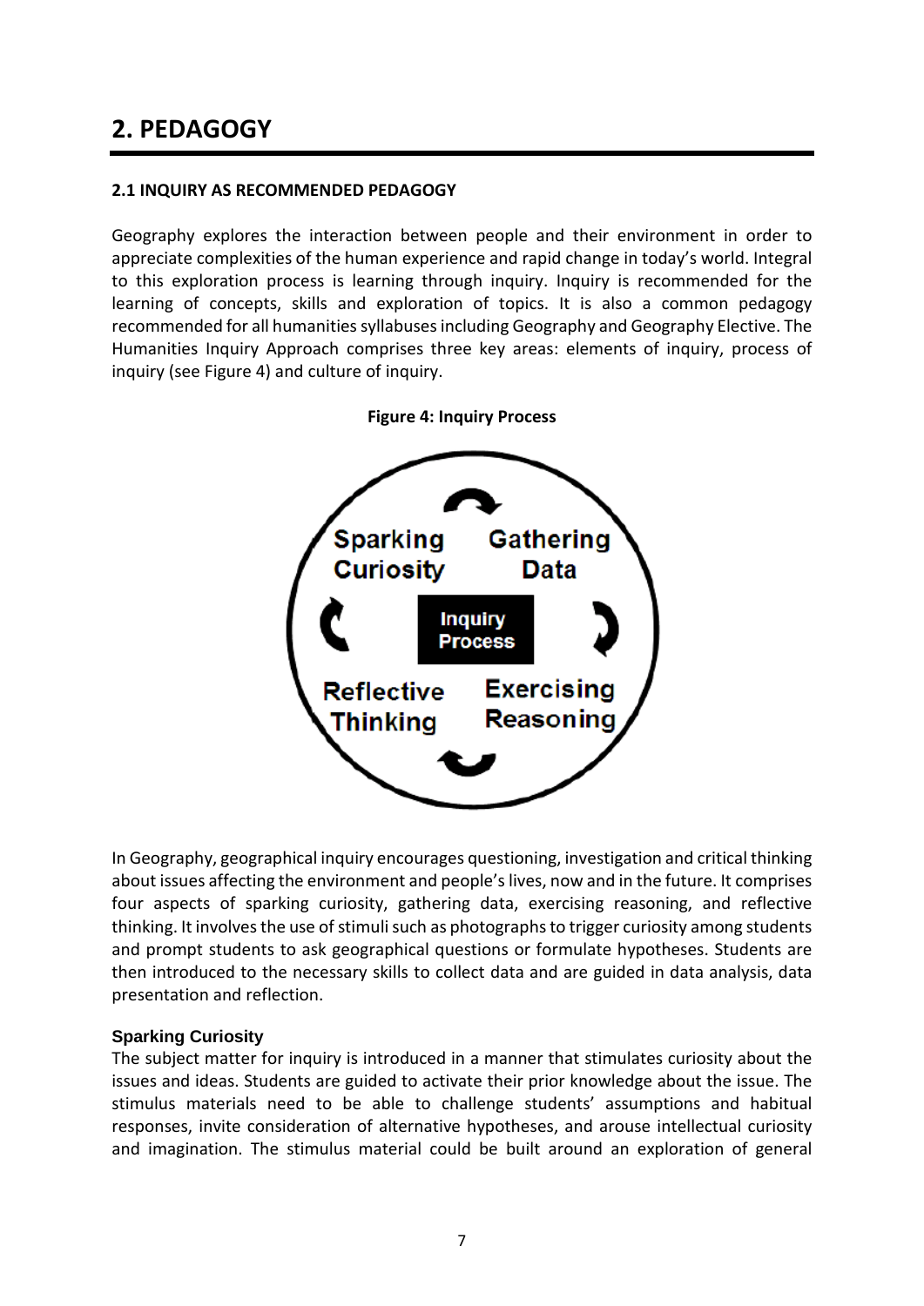## 2. PEDAGOGY

### 2.1 INQUIRY AS RECOMMENDED PEDAGOGY

Geography explores the interaction between people and their environment in order to appreciate complexities of the human experience and rapid change in today's world. Integral to this exploration process is learning through inquiry. Inquiry is recommended for the learning of concepts, skills and exploration of topics. It is also a common pedagogy recommended for all humanities syllabuses including Geography and Geography Elective. The Humanities Inquiry Approach comprises three key areas: elements of inquiry, process of inquiry (see Figure 4) and culture of inquiry.

**Figure 4: Inquiry Process**

Sparking Curiosity
Gathering Data
Inquiry Process
Exercising Reasoning
Reflective Thinking

In Geography, geographical inquiry encourages questioning, investigation and critical thinking about issues affecting the environment and people's lives, now and in the future. It comprises four aspects of sparking curiosity, gathering data, exercising reasoning, and reflective thinking. It involves the use of stimuli such as photographs to trigger curiosity among students and prompt students to ask geographical questions or formulate hypotheses. Students are then introduced to the necessary skills to collect data and are guided in data analysis, data presentation and reflection.

**Sparking Curiosity**

The subject matter for inquiry is introduced in a manner that stimulates curiosity about the issues and ideas. Students are guided to activate their prior knowledge about the issue. The stimulus materials need to be able to challenge students' assumptions and habitual responses, invite consideration of alternative hypotheses, and arouse intellectual curiosity and imagination. The stimulus material could be built around an exploration of general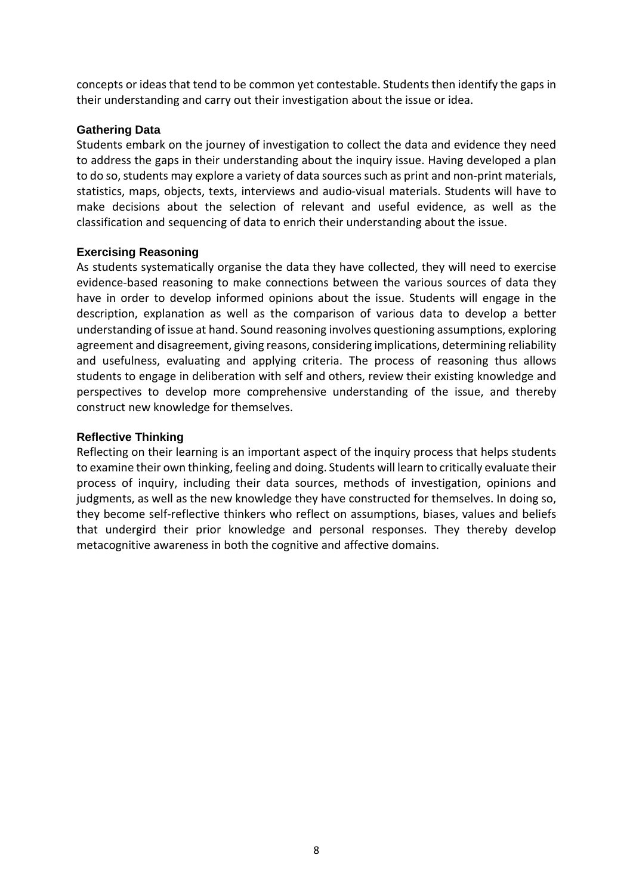concepts or ideas that tend to be common yet contestable. Students then identify the gaps in their understanding and carry out their investigation about the issue or idea.

### Gathering Data

Students embark on the journey of investigation to collect the data and evidence they need to address the gaps in their understanding about the inquiry issue. Having developed a plan to do so, students may explore a variety of data sources such as print and non-print materials, statistics, maps, objects, texts, interviews and audio-visual materials. Students will have to make decisions about the selection of relevant and useful evidence, as well as the classification and sequencing of data to enrich their understanding about the issue.

### Exercising Reasoning

As students systematically organise the data they have collected, they will need to exercise evidence-based reasoning to make connections between the various sources of data they have in order to develop informed opinions about the issue. Students will engage in the description, explanation as well as the comparison of various data to develop a better understanding of issue at hand. Sound reasoning involves questioning assumptions, exploring agreement and disagreement, giving reasons, considering implications, determining reliability and usefulness, evaluating and applying criteria. The process of reasoning thus allows students to engage in deliberation with self and others, review their existing knowledge and perspectives to develop more comprehensive understanding of the issue, and thereby construct new knowledge for themselves.

### Reflective Thinking

Reflecting on their learning is an important aspect of the inquiry process that helps students to examine their own thinking, feeling and doing. Students will learn to critically evaluate their process of inquiry, including their data sources, methods of investigation, opinions and judgments, as well as the new knowledge they have constructed for themselves. In doing so, they become self-reflective thinkers who reflect on assumptions, biases, values and beliefs that undergird their prior knowledge and personal responses. They thereby develop metacognitive awareness in both the cognitive and affective domains.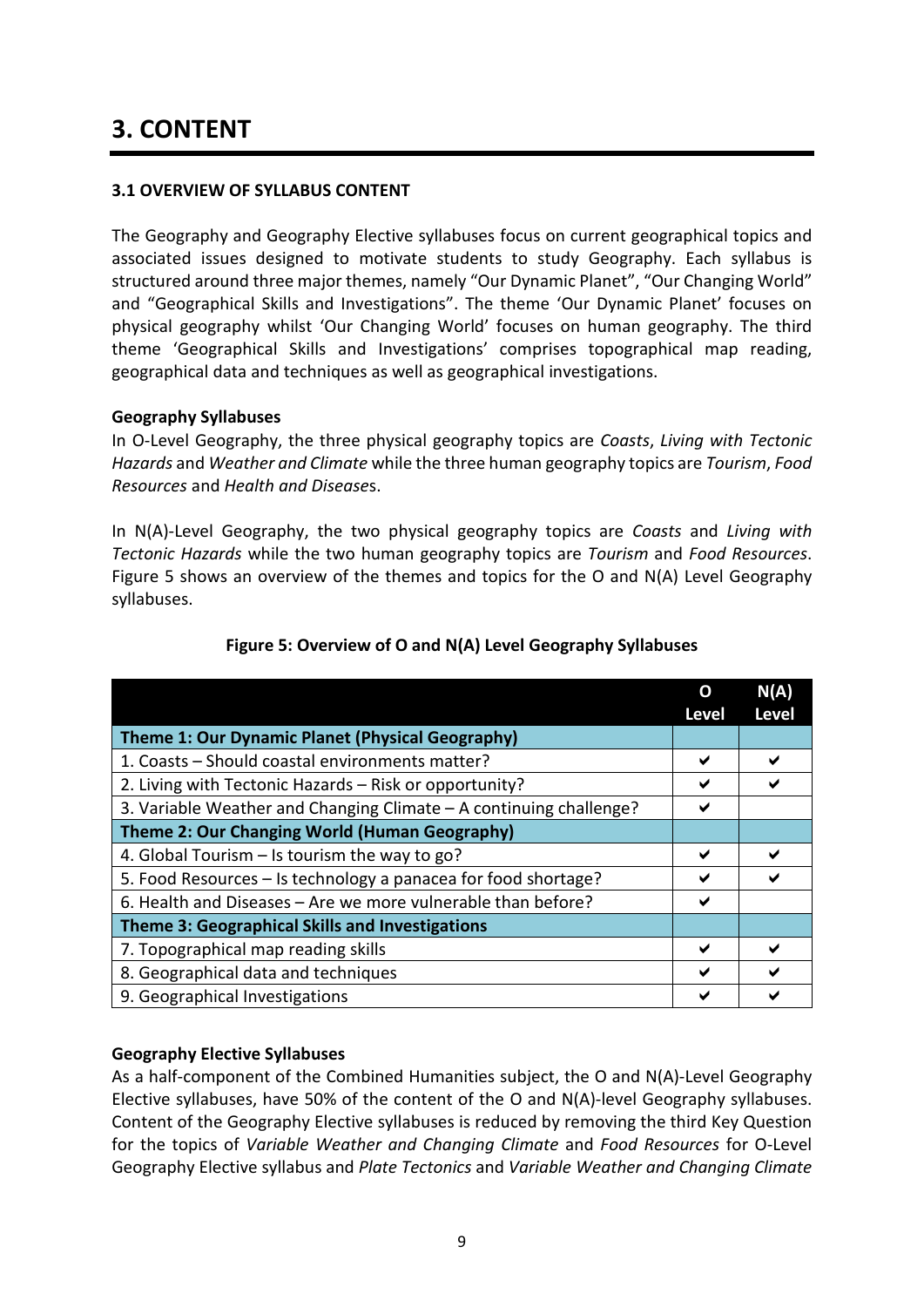# 3. CONTENT

### 3.1 OVERVIEW OF SYLLABUS CONTENT

The Geography and Geography Elective syllabuses focus on current geographical topics and associated issues designed to motivate students to study Geography. Each syllabus is structured around three major themes, namely “Our Dynamic Planet”, “Our Changing World” and “Geographical Skills and Investigations”. The theme ‘Our Dynamic Planet’ focuses on physical geography whilst ‘Our Changing World’ focuses on human geography. The third theme ‘Geographical Skills and Investigations’ comprises topographical map reading, geographical data and techniques as well as geographical investigations.

**Geography Syllabuses**
In O-Level Geography, the three physical geography topics are *Coasts*, *Living with Tectonic Hazards* and *Weather and Climate* while the three human geography topics are *Tourism*, *Food Resources* and *Health and Diseases*.

In N(A)-Level Geography, the two physical geography topics are *Coasts* and *Living with Tectonic Hazards* while the two human geography topics are *Tourism* and *Food Resources*. Figure 5 shows an overview of the themes and topics for the O and N(A) Level Geography syllabuses.

**Figure 5: Overview of O and N(A) Level Geography Syllabuses**

| | O Level | N(A) Level |
|---|---|---|
| **Theme 1: Our Dynamic Planet (Physical Geography)** | | |
| 1. Coasts – Should coastal environments matter? | ✔ | ✔ |
| 2. Living with Tectonic Hazards – Risk or opportunity? | ✔ | ✔ |
| 3. Variable Weather and Changing Climate – A continuing challenge? | ✔ | |
| **Theme 2: Our Changing World (Human Geography)** | | |
| 4. Global Tourism – Is tourism the way to go? | ✔ | ✔ |
| 5. Food Resources – Is technology a panacea for food shortage? | ✔ | ✔ |
| 6. Health and Diseases – Are we more vulnerable than before? | ✔ | |
| **Theme 3: Geographical Skills and Investigations** | | |
| 7. Topographical map reading skills | ✔ | ✔ |
| 8. Geographical data and techniques | ✔ | ✔ |
| 9. Geographical Investigations | ✔ | ✔ |

**Geography Elective Syllabuses**
As a half-component of the Combined Humanities subject, the O and N(A)-Level Geography Elective syllabuses, have 50% of the content of the O and N(A)-level Geography syllabuses. Content of the Geography Elective syllabuses is reduced by removing the third Key Question for the topics of *Variable Weather and Changing Climate* and *Food Resources* for O-Level Geography Elective syllabus and *Plate Tectonics* and *Variable Weather and Changing Climate*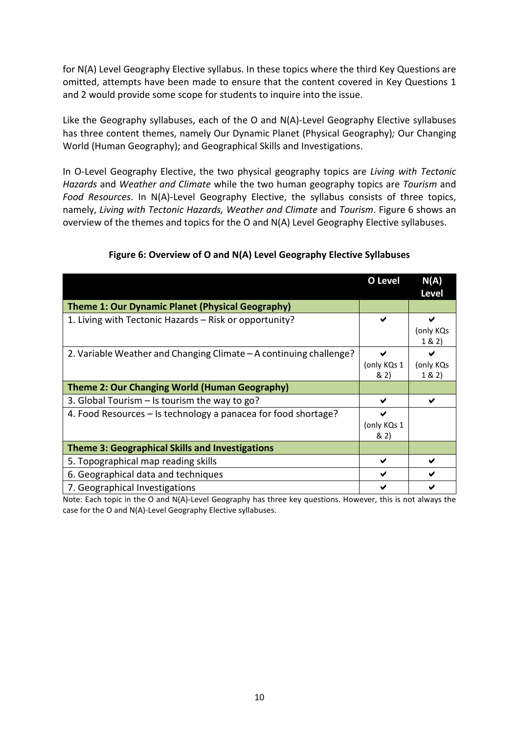for N(A) Level Geography Elective syllabus. In these topics where the third Key Questions are omitted, attempts have been made to ensure that the content covered in Key Questions 1 and 2 would provide some scope for students to inquire into the issue.

Like the Geography syllabuses, each of the O and N(A)-Level Geography Elective syllabuses has three content themes, namely Our Dynamic Planet (Physical Geography)*;* Our Changing World (Human Geography); and Geographical Skills and Investigations.

In O-Level Geography Elective, the two physical geography topics are *Living with Tectonic Hazards* and *Weather and Climate* while the two human geography topics are *Tourism* and *Food Resources*. In N(A)-Level Geography Elective, the syllabus consists of three topics, namely, *Living with Tectonic Hazards, Weather and Climate* and *Tourism*. Figure 6 shows an overview of the themes and topics for the O and N(A) Level Geography Elective syllabuses.

**Figure 6: Overview of O and N(A) Level Geography Elective Syllabuses**

| | O Level | N(A) Level |
|---|---|---|
| **Theme 1: Our Dynamic Planet (Physical Geography)** | | |
| 1. Living with Tectonic Hazards – Risk or opportunity? | ✔ | ✔ (only KQs 1 & 2) |
| 2. Variable Weather and Changing Climate – A continuing challenge? | ✔ (only KQs 1 & 2) | ✔ (only KQs 1 & 2) |
| **Theme 2: Our Changing World (Human Geography)** | | |
| 3. Global Tourism – Is tourism the way to go? | ✔ | ✔ |
| 4. Food Resources – Is technology a panacea for food shortage? | ✔ (only KQs 1 & 2) | |
| **Theme 3: Geographical Skills and Investigations** | | |
| 5. Topographical map reading skills | ✔ | ✔ |
| 6. Geographical data and techniques | ✔ | ✔ |
| 7. Geographical Investigations | ✔ | ✔ |

Note: Each topic in the O and N(A)-Level Geography has three key questions. However, this is not always the case for the O and N(A)-Level Geography Elective syllabuses.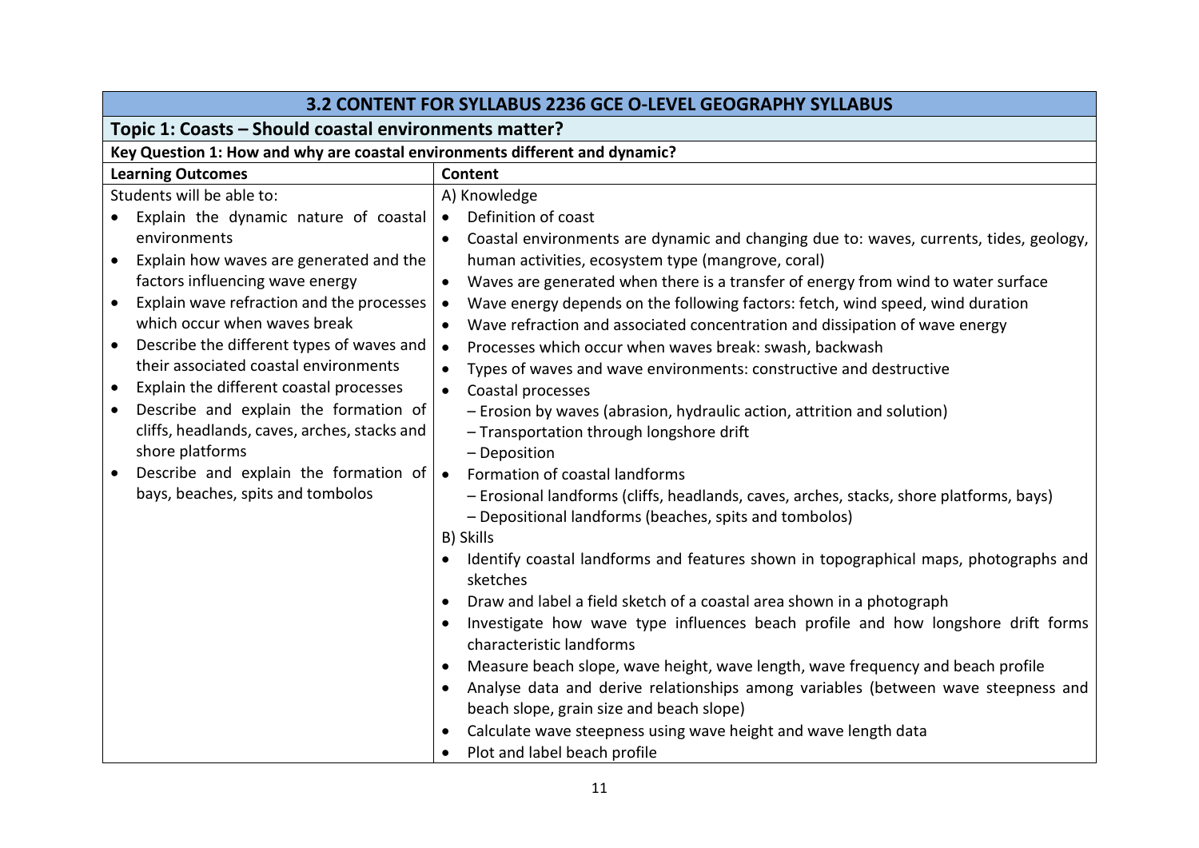| 3.2 CONTENT FOR SYLLABUS 2236 GCE O-LEVEL GEOGRAPHY SYLLABUS | |
|---|---|
| **Topic 1: Coasts – Should coastal environments matter?** | |
| **Key Question 1: How and why are coastal environments different and dynamic?** | |
| **Learning Outcomes** | **Content** |
| Students will be able to:<br>• Explain the dynamic nature of coastal environments<br>• Explain how waves are generated and the factors influencing wave energy<br>• Explain wave refraction and the processes which occur when waves break<br>• Describe the different types of waves and their associated coastal environments<br>• Explain the different coastal processes<br>• Describe and explain the formation of cliffs, headlands, caves, arches, stacks and shore platforms<br>• Describe and explain the formation of bays, beaches, spits and tombolos | A) Knowledge<br>• Definition of coast<br>• Coastal environments are dynamic and changing due to: waves, currents, tides, geology, human activities, ecosystem type (mangrove, coral)<br>• Waves are generated when there is a transfer of energy from wind to water surface<br>• Wave energy depends on the following factors: fetch, wind speed, wind duration<br>• Wave refraction and associated concentration and dissipation of wave energy<br>• Processes which occur when waves break: swash, backwash<br>• Types of waves and wave environments: constructive and destructive<br>• Coastal processes<br>– Erosion by waves (abrasion, hydraulic action, attrition and solution)<br>– Transportation through longshore drift<br>– Deposition<br>• Formation of coastal landforms<br>– Erosional landforms (cliffs, headlands, caves, arches, stacks, shore platforms, bays)<br>– Depositional landforms (beaches, spits and tombolos)<br>B) Skills<br>• Identify coastal landforms and features shown in topographical maps, photographs and sketches<br>• Draw and label a field sketch of a coastal area shown in a photograph<br>• Investigate how wave type influences beach profile and how longshore drift forms characteristic landforms<br>• Measure beach slope, wave height, wave length, wave frequency and beach profile<br>• Analyse data and derive relationships among variables (between wave steepness and beach slope, grain size and beach slope)<br>• Calculate wave steepness using wave height and wave length data<br>• Plot and label beach profile |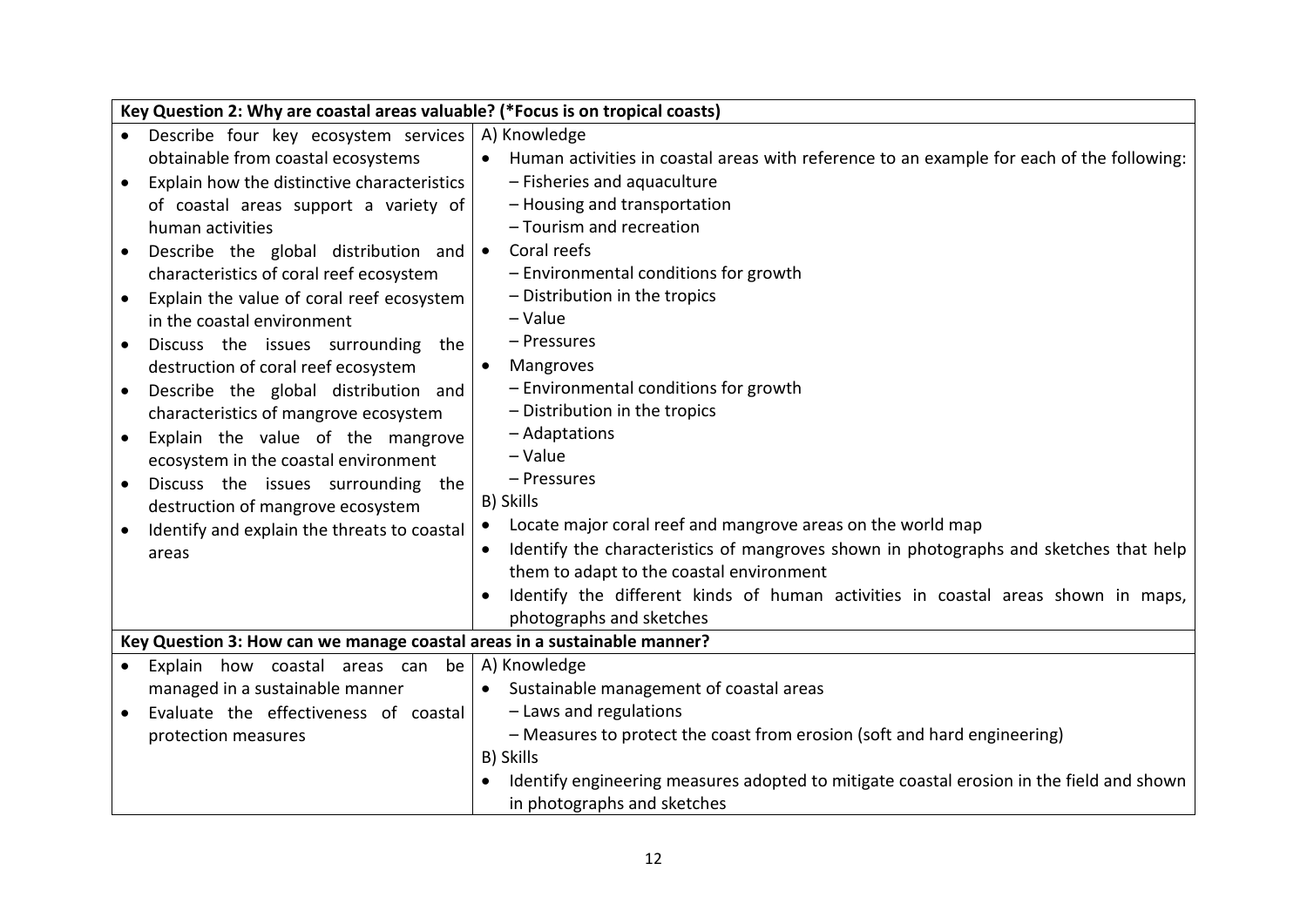| Key Question 2: Why are coastal areas valuable? (*Focus is on tropical coasts) | |
|---|---|
| • Describe four key ecosystem services obtainable from coastal ecosystems<br>• Explain how the distinctive characteristics of coastal areas support a variety of human activities<br>• Describe the global distribution and characteristics of coral reef ecosystem<br>• Explain the value of coral reef ecosystem in the coastal environment<br>• Discuss the issues surrounding the destruction of coral reef ecosystem<br>• Describe the global distribution and characteristics of mangrove ecosystem<br>• Explain the value of the mangrove ecosystem in the coastal environment<br>• Discuss the issues surrounding the destruction of mangrove ecosystem<br>• Identify and explain the threats to coastal areas | A) Knowledge<br>• Human activities in coastal areas with reference to an example for each of the following:<br>– Fisheries and aquaculture<br>– Housing and transportation<br>– Tourism and recreation<br>• Coral reefs<br>– Environmental conditions for growth<br>– Distribution in the tropics<br>– Value<br>– Pressures<br>• Mangroves<br>– Environmental conditions for growth<br>– Distribution in the tropics<br>– Adaptations<br>– Value<br>– Pressures<br>B) Skills<br>• Locate major coral reef and mangrove areas on the world map<br>• Identify the characteristics of mangroves shown in photographs and sketches that help them to adapt to the coastal environment<br>• Identify the different kinds of human activities in coastal areas shown in maps, photographs and sketches |
| **Key Question 3: How can we manage coastal areas in a sustainable manner?** | |
| • Explain how coastal areas can be managed in a sustainable manner<br>• Evaluate the effectiveness of coastal protection measures | A) Knowledge<br>• Sustainable management of coastal areas<br>– Laws and regulations<br>– Measures to protect the coast from erosion (soft and hard engineering)<br>B) Skills<br>• Identify engineering measures adopted to mitigate coastal erosion in the field and shown in photographs and sketches |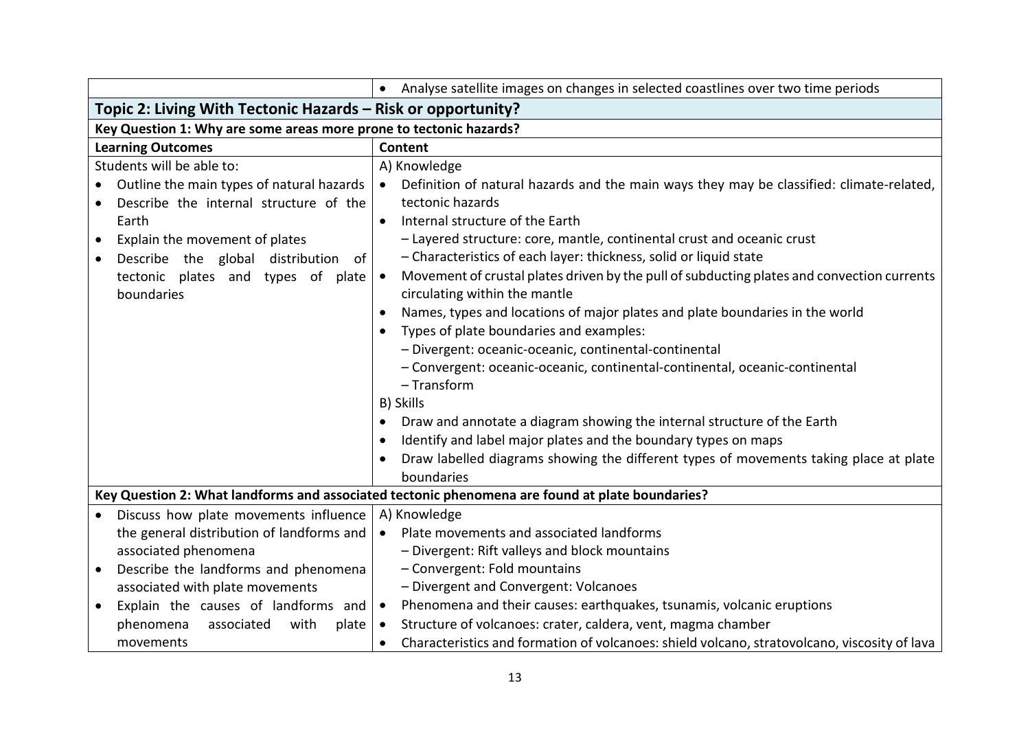| | |
|---|---|
| | • Analyse satellite images on changes in selected coastlines over two time periods |
| **Topic 2: Living With Tectonic Hazards – Risk or opportunity?** | |
| **Key Question 1: Why are some areas more prone to tectonic hazards?** | |
| **Learning Outcomes** | **Content** |
| Students will be able to:<br>• Outline the main types of natural hazards<br>• Describe the internal structure of the Earth<br>• Explain the movement of plates<br>• Describe the global distribution of tectonic plates and types of plate boundaries | A) Knowledge<br>• Definition of natural hazards and the main ways they may be classified: climate-related, tectonic hazards<br>• Internal structure of the Earth<br>– Layered structure: core, mantle, continental crust and oceanic crust<br>– Characteristics of each layer: thickness, solid or liquid state<br>• Movement of crustal plates driven by the pull of subducting plates and convection currents circulating within the mantle<br>• Names, types and locations of major plates and plate boundaries in the world<br>• Types of plate boundaries and examples:<br>– Divergent: oceanic-oceanic, continental-continental<br>– Convergent: oceanic-oceanic, continental-continental, oceanic-continental<br>– Transform<br>B) Skills<br>• Draw and annotate a diagram showing the internal structure of the Earth<br>• Identify and label major plates and the boundary types on maps<br>• Draw labelled diagrams showing the different types of movements taking place at plate boundaries |
| **Key Question 2: What landforms and associated tectonic phenomena are found at plate boundaries?** | |
| • Discuss how plate movements influence the general distribution of landforms and associated phenomena<br>• Describe the landforms and phenomena associated with plate movements<br>• Explain the causes of landforms and phenomena associated with plate movements | A) Knowledge<br>• Plate movements and associated landforms<br>– Divergent: Rift valleys and block mountains<br>– Convergent: Fold mountains<br>– Divergent and Convergent: Volcanoes<br>• Phenomena and their causes: earthquakes, tsunamis, volcanic eruptions<br>• Structure of volcanoes: crater, caldera, vent, magma chamber<br>• Characteristics and formation of volcanoes: shield volcano, stratovolcano, viscosity of lava |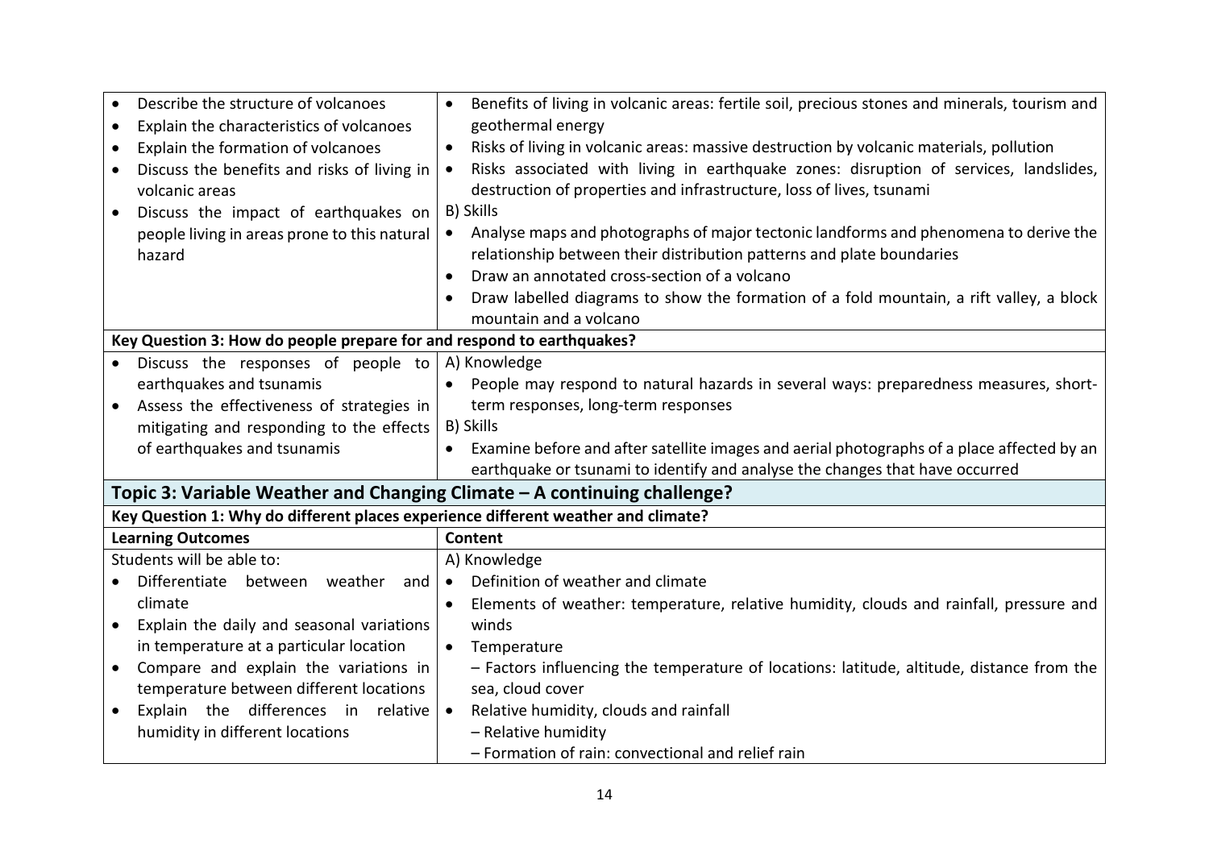| | |
|---|---|
| • Describe the structure of volcanoes<br>• Explain the characteristics of volcanoes<br>• Explain the formation of volcanoes<br>• Discuss the benefits and risks of living in volcanic areas<br>• Discuss the impact of earthquakes on people living in areas prone to this natural hazard | • Benefits of living in volcanic areas: fertile soil, precious stones and minerals, tourism and geothermal energy<br>• Risks of living in volcanic areas: massive destruction by volcanic materials, pollution<br>• Risks associated with living in earthquake zones: disruption of services, landslides, destruction of properties and infrastructure, loss of lives, tsunami<br>B) Skills<br>• Analyse maps and photographs of major tectonic landforms and phenomena to derive the relationship between their distribution patterns and plate boundaries<br>• Draw an annotated cross-section of a volcano<br>• Draw labelled diagrams to show the formation of a fold mountain, a rift valley, a block mountain and a volcano |
| **Key Question 3: How do people prepare for and respond to earthquakes?** | |
| • Discuss the responses of people to earthquakes and tsunamis<br>• Assess the effectiveness of strategies in mitigating and responding to the effects of earthquakes and tsunamis | A) Knowledge<br>• People may respond to natural hazards in several ways: preparedness measures, short-term responses, long-term responses<br>B) Skills<br>• Examine before and after satellite images and aerial photographs of a place affected by an earthquake or tsunami to identify and analyse the changes that have occurred |

## Topic 3: Variable Weather and Changing Climate – A continuing challenge?

**Key Question 1: Why do different places experience different weather and climate?**

| Learning Outcomes | Content |
|---|---|
| Students will be able to:<br>• Differentiate between weather and climate<br>• Explain the daily and seasonal variations in temperature at a particular location<br>• Compare and explain the variations in temperature between different locations<br>• Explain the differences in relative humidity in different locations | A) Knowledge<br>• Definition of weather and climate<br>• Elements of weather: temperature, relative humidity, clouds and rainfall, pressure and winds<br>• Temperature<br>– Factors influencing the temperature of locations: latitude, altitude, distance from the sea, cloud cover<br>• Relative humidity, clouds and rainfall<br>– Relative humidity<br>– Formation of rain: convectional and relief rain |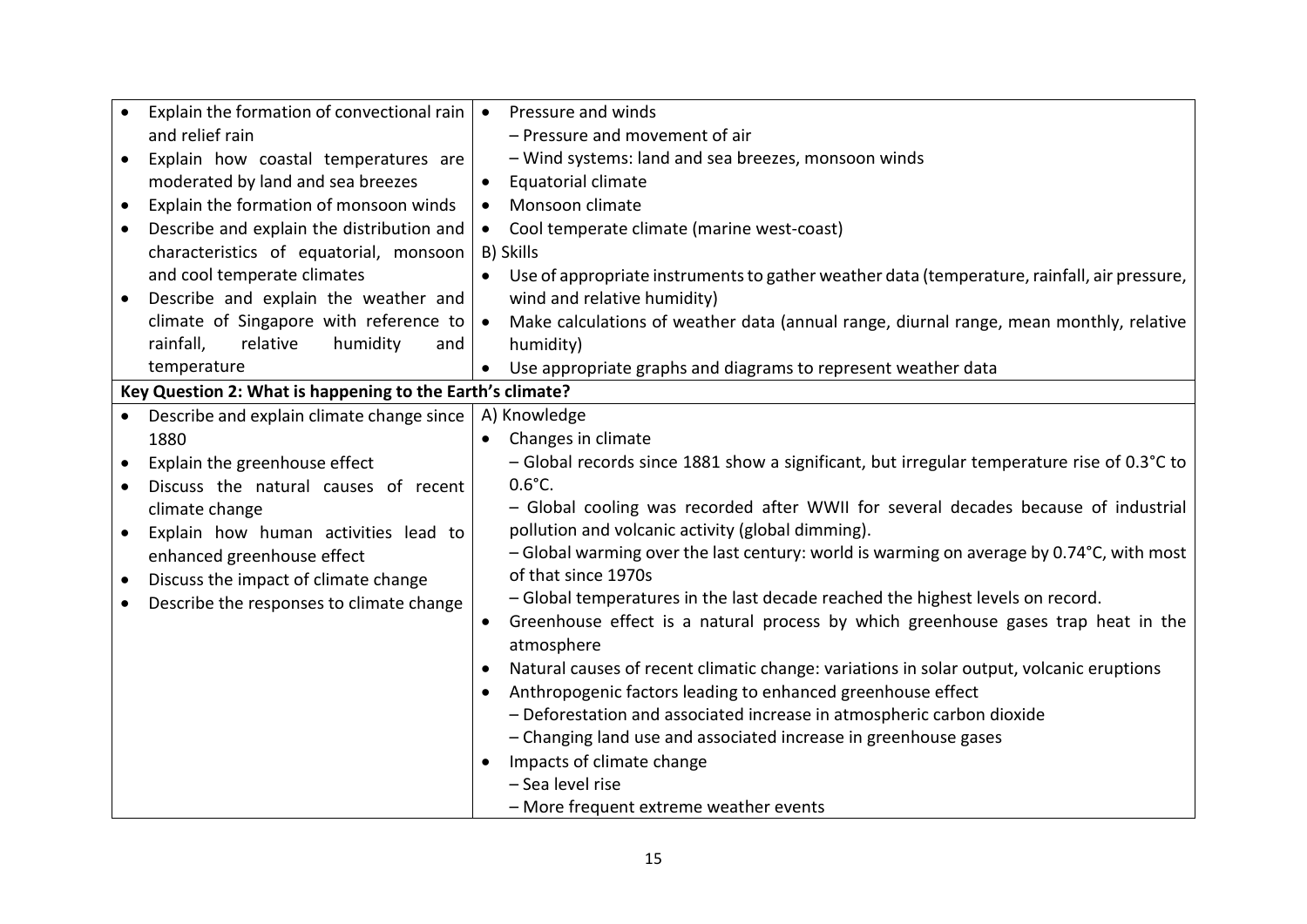| | |
|---|---|
| • Explain the formation of convectional rain and relief rain<br>• Explain how coastal temperatures are moderated by land and sea breezes<br>• Explain the formation of monsoon winds<br>• Describe and explain the distribution and characteristics of equatorial, monsoon and cool temperate climates<br>• Describe and explain the weather and climate of Singapore with reference to rainfall, relative humidity and temperature | • Pressure and winds<br>– Pressure and movement of air<br>– Wind systems: land and sea breezes, monsoon winds<br>• Equatorial climate<br>• Monsoon climate<br>• Cool temperate climate (marine west-coast)<br>B) Skills<br>• Use of appropriate instruments to gather weather data (temperature, rainfall, air pressure, wind and relative humidity)<br>• Make calculations of weather data (annual range, diurnal range, mean monthly, relative humidity)<br>• Use appropriate graphs and diagrams to represent weather data |
| **Key Question 2: What is happening to the Earth's climate?** | |
| • Describe and explain climate change since 1880<br>• Explain the greenhouse effect<br>• Discuss the natural causes of recent climate change<br>• Explain how human activities lead to enhanced greenhouse effect<br>• Discuss the impact of climate change<br>• Describe the responses to climate change | A) Knowledge<br>• Changes in climate<br>– Global records since 1881 show a significant, but irregular temperature rise of 0.3°C to 0.6°C.<br>– Global cooling was recorded after WWII for several decades because of industrial pollution and volcanic activity (global dimming).<br>– Global warming over the last century: world is warming on average by 0.74°C, with most of that since 1970s<br>– Global temperatures in the last decade reached the highest levels on record.<br>• Greenhouse effect is a natural process by which greenhouse gases trap heat in the atmosphere<br>• Natural causes of recent climatic change: variations in solar output, volcanic eruptions<br>• Anthropogenic factors leading to enhanced greenhouse effect<br>– Deforestation and associated increase in atmospheric carbon dioxide<br>– Changing land use and associated increase in greenhouse gases<br>• Impacts of climate change<br>– Sea level rise<br>– More frequent extreme weather events |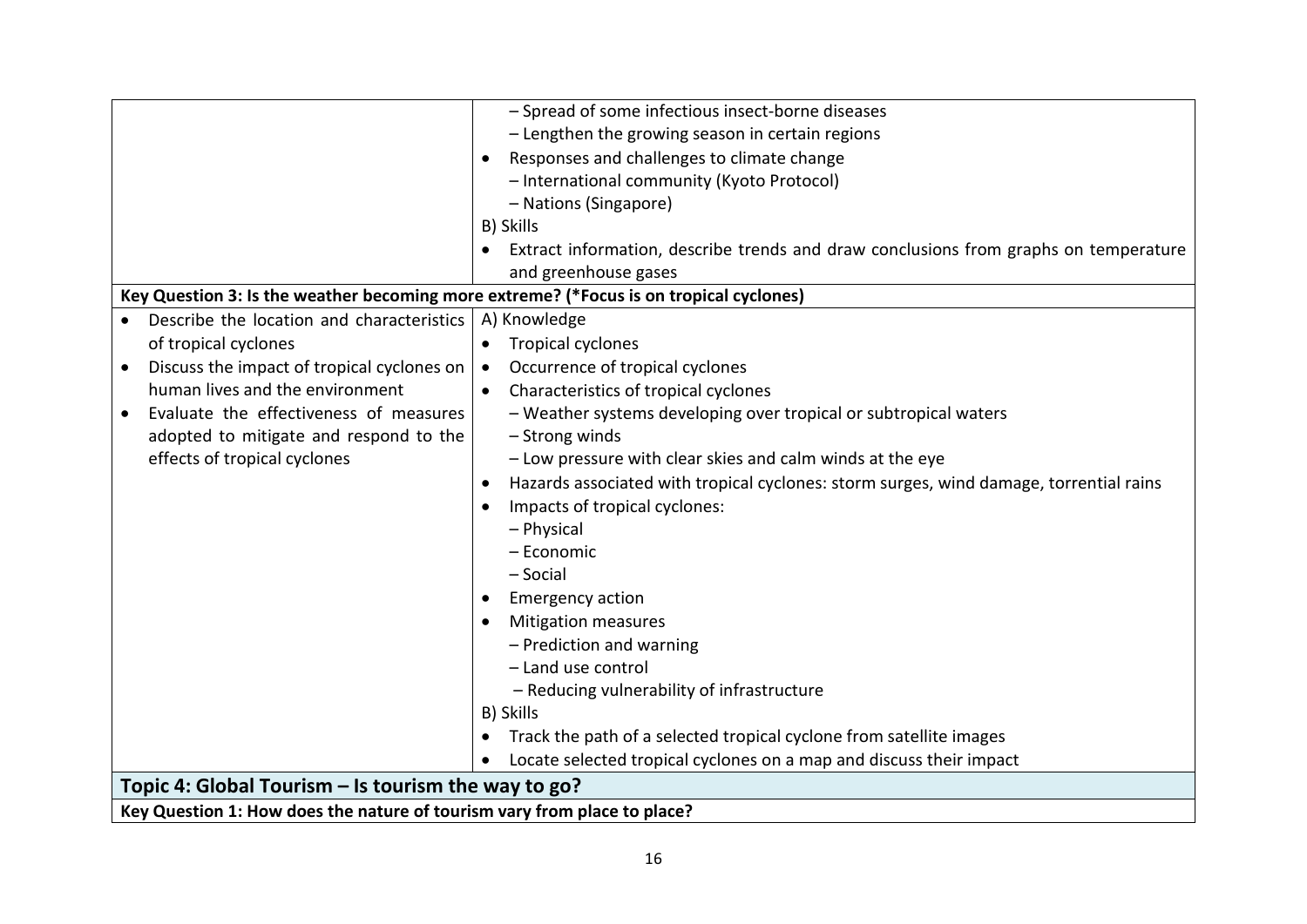| | |
|---|---|
| | – Spread of some infectious insect-borne diseases<br>– Lengthen the growing season in certain regions<br>• Responses and challenges to climate change<br>– International community (Kyoto Protocol)<br>– Nations (Singapore)<br>B) Skills<br>• Extract information, describe trends and draw conclusions from graphs on temperature and greenhouse gases |
| **Key Question 3: Is the weather becoming more extreme? (*Focus is on tropical cyclones)** | |
| • Describe the location and characteristics of tropical cyclones<br>• Discuss the impact of tropical cyclones on human lives and the environment<br>• Evaluate the effectiveness of measures adopted to mitigate and respond to the effects of tropical cyclones | A) Knowledge<br>• Tropical cyclones<br>• Occurrence of tropical cyclones<br>• Characteristics of tropical cyclones<br>– Weather systems developing over tropical or subtropical waters<br>– Strong winds<br>– Low pressure with clear skies and calm winds at the eye<br>• Hazards associated with tropical cyclones: storm surges, wind damage, torrential rains<br>• Impacts of tropical cyclones:<br>– Physical<br>– Economic<br>– Social<br>• Emergency action<br>• Mitigation measures<br>– Prediction and warning<br>– Land use control<br>– Reducing vulnerability of infrastructure<br>B) Skills<br>• Track the path of a selected tropical cyclone from satellite images<br>• Locate selected tropical cyclones on a map and discuss their impact |
| **Topic 4: Global Tourism – Is tourism the way to go?** | |
| **Key Question 1: How does the nature of tourism vary from place to place?** | |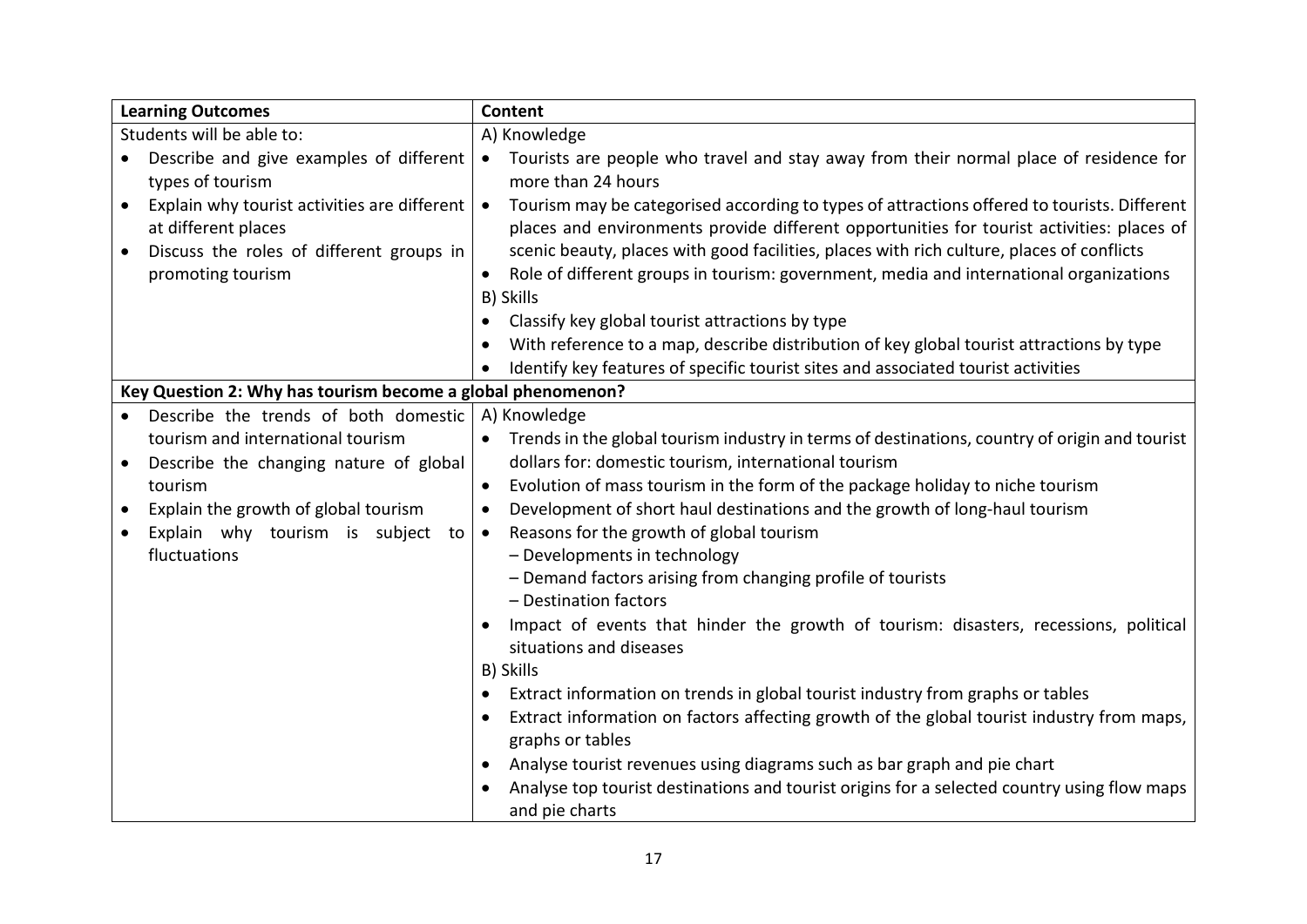| Learning Outcomes | Content |
|---|---|
| Students will be able to:<br>• Describe and give examples of different types of tourism<br>• Explain why tourist activities are different at different places<br>• Discuss the roles of different groups in promoting tourism | A) Knowledge<br>• Tourists are people who travel and stay away from their normal place of residence for more than 24 hours<br>• Tourism may be categorised according to types of attractions offered to tourists. Different places and environments provide different opportunities for tourist activities: places of scenic beauty, places with good facilities, places with rich culture, places of conflicts<br>• Role of different groups in tourism: government, media and international organizations<br>B) Skills<br>• Classify key global tourist attractions by type<br>• With reference to a map, describe distribution of key global tourist attractions by type<br>• Identify key features of specific tourist sites and associated tourist activities |
| **Key Question 2: Why has tourism become a global phenomenon?** | |
| • Describe the trends of both domestic tourism and international tourism<br>• Describe the changing nature of global tourism<br>• Explain the growth of global tourism<br>• Explain why tourism is subject to fluctuations | A) Knowledge<br>• Trends in the global tourism industry in terms of destinations, country of origin and tourist dollars for: domestic tourism, international tourism<br>• Evolution of mass tourism in the form of the package holiday to niche tourism<br>• Development of short haul destinations and the growth of long-haul tourism<br>• Reasons for the growth of global tourism<br>– Developments in technology<br>– Demand factors arising from changing profile of tourists<br>– Destination factors<br>• Impact of events that hinder the growth of tourism: disasters, recessions, political situations and diseases<br>B) Skills<br>• Extract information on trends in global tourist industry from graphs or tables<br>• Extract information on factors affecting growth of the global tourist industry from maps, graphs or tables<br>• Analyse tourist revenues using diagrams such as bar graph and pie chart<br>• Analyse top tourist destinations and tourist origins for a selected country using flow maps and pie charts |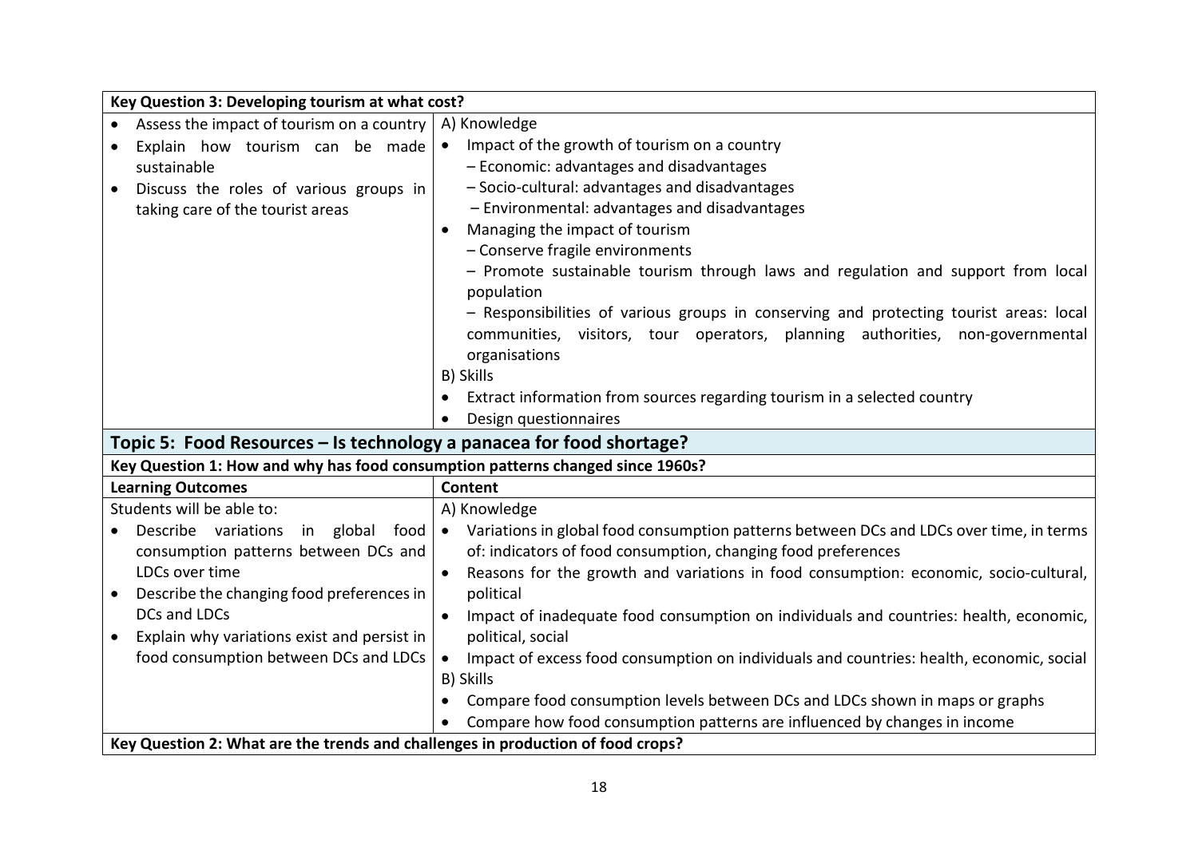| **Key Question 3: Developing tourism at what cost?** | |
|---|---|
| • Assess the impact of tourism on a country<br>• Explain how tourism can be made sustainable<br>• Discuss the roles of various groups in taking care of the tourist areas | A) Knowledge<br>• Impact of the growth of tourism on a country<br>– Economic: advantages and disadvantages<br>– Socio-cultural: advantages and disadvantages<br>– Environmental: advantages and disadvantages<br>• Managing the impact of tourism<br>– Conserve fragile environments<br>– Promote sustainable tourism through laws and regulation and support from local population<br>– Responsibilities of various groups in conserving and protecting tourist areas: local communities, visitors, tour operators, planning authorities, non-governmental organisations<br>B) Skills<br>• Extract information from sources regarding tourism in a selected country<br>• Design questionnaires |

## Topic 5: Food Resources – Is technology a panacea for food shortage?

| **Key Question 1: How and why has food consumption patterns changed since 1960s?** | |
|---|---|
| **Learning Outcomes** | **Content** |
| Students will be able to:<br>• Describe variations in global food consumption patterns between DCs and LDCs over time<br>• Describe the changing food preferences in DCs and LDCs<br>• Explain why variations exist and persist in food consumption between DCs and LDCs | A) Knowledge<br>• Variations in global food consumption patterns between DCs and LDCs over time, in terms of: indicators of food consumption, changing food preferences<br>• Reasons for the growth and variations in food consumption: economic, socio-cultural, political<br>• Impact of inadequate food consumption on individuals and countries: health, economic, political, social<br>• Impact of excess food consumption on individuals and countries: health, economic, social<br>B) Skills<br>• Compare food consumption levels between DCs and LDCs shown in maps or graphs<br>• Compare how food consumption patterns are influenced by changes in income |
| **Key Question 2: What are the trends and challenges in production of food crops?** | |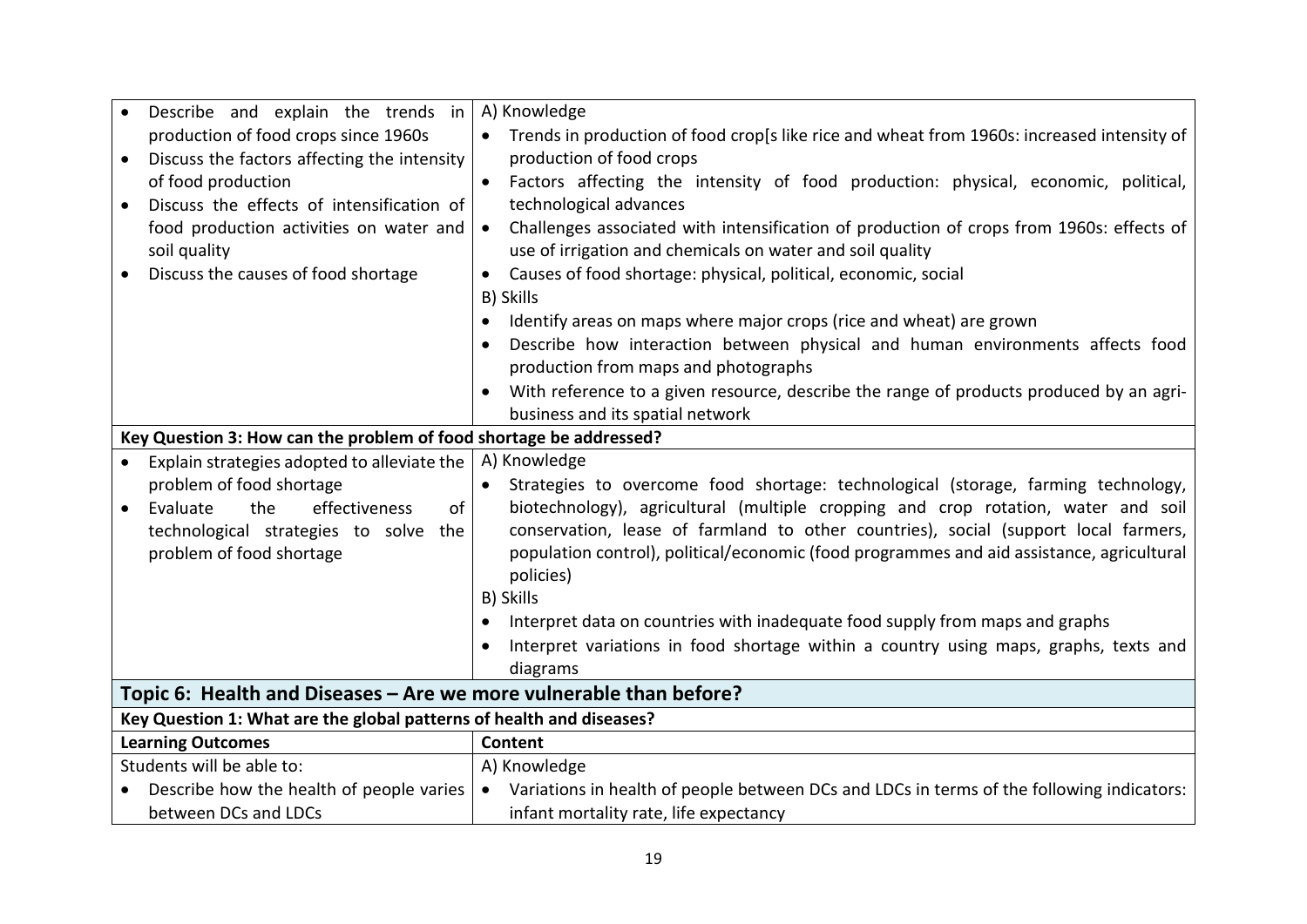| | |
|---|---|
| • Describe and explain the trends in production of food crops since 1960s<br>• Discuss the factors affecting the intensity of food production<br>• Discuss the effects of intensification of food production activities on water and soil quality<br>• Discuss the causes of food shortage | A) Knowledge<br>• Trends in production of food crop[s like rice and wheat from 1960s: increased intensity of production of food crops<br>• Factors affecting the intensity of food production: physical, economic, political, technological advances<br>• Challenges associated with intensification of production of crops from 1960s: effects of use of irrigation and chemicals on water and soil quality<br>• Causes of food shortage: physical, political, economic, social<br>B) Skills<br>• Identify areas on maps where major crops (rice and wheat) are grown<br>• Describe how interaction between physical and human environments affects food production from maps and photographs<br>• With reference to a given resource, describe the range of products produced by an agri-business and its spatial network |
| **Key Question 3: How can the problem of food shortage be addressed?** | |
| • Explain strategies adopted to alleviate the problem of food shortage<br>• Evaluate the effectiveness of technological strategies to solve the problem of food shortage | A) Knowledge<br>• Strategies to overcome food shortage: technological (storage, farming technology, biotechnology), agricultural (multiple cropping and crop rotation, water and soil conservation, lease of farmland to other countries), social (support local farmers, population control), political/economic (food programmes and aid assistance, agricultural policies)<br>B) Skills<br>• Interpret data on countries with inadequate food supply from maps and graphs<br>• Interpret variations in food shortage within a country using maps, graphs, texts and diagrams |
| **Topic 6: Health and Diseases – Are we more vulnerable than before?** | |
| **Key Question 1: What are the global patterns of health and diseases?** | |
| **Learning Outcomes** | **Content** |
| Students will be able to:<br>• Describe how the health of people varies between DCs and LDCs | A) Knowledge<br>• Variations in health of people between DCs and LDCs in terms of the following indicators: infant mortality rate, life expectancy |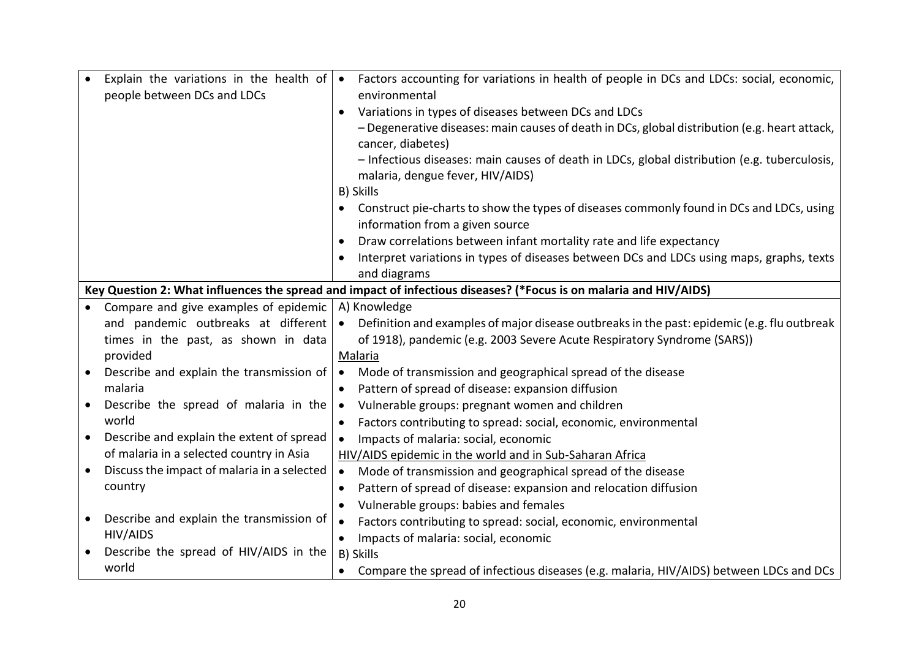| | |
|---|---|
| • Explain the variations in the health of people between DCs and LDCs | • Factors accounting for variations in health of people in DCs and LDCs: social, economic, environmental<br>• Variations in types of diseases between DCs and LDCs<br>– Degenerative diseases: main causes of death in DCs, global distribution (e.g. heart attack, cancer, diabetes)<br>– Infectious diseases: main causes of death in LDCs, global distribution (e.g. tuberculosis, malaria, dengue fever, HIV/AIDS)<br>B) Skills<br>• Construct pie-charts to show the types of diseases commonly found in DCs and LDCs, using information from a given source<br>• Draw correlations between infant mortality rate and life expectancy<br>• Interpret variations in types of diseases between DCs and LDCs using maps, graphs, texts and diagrams |
| **Key Question 2: What influences the spread and impact of infectious diseases? (*Focus is on malaria and HIV/AIDS)** | |
| • Compare and give examples of epidemic and pandemic outbreaks at different times in the past, as shown in data provided<br>• Describe and explain the transmission of malaria<br>• Describe the spread of malaria in the world<br>• Describe and explain the extent of spread of malaria in a selected country in Asia<br>• Discuss the impact of malaria in a selected country<br><br>• Describe and explain the transmission of HIV/AIDS<br>• Describe the spread of HIV/AIDS in the world | A) Knowledge<br>• Definition and examples of major disease outbreaks in the past: epidemic (e.g. flu outbreak of 1918), pandemic (e.g. 2003 Severe Acute Respiratory Syndrome (SARS))<br><u>Malaria</u><br>• Mode of transmission and geographical spread of the disease<br>• Pattern of spread of disease: expansion diffusion<br>• Vulnerable groups: pregnant women and children<br>• Factors contributing to spread: social, economic, environmental<br>• Impacts of malaria: social, economic<br><u>HIV/AIDS epidemic in the world and in Sub-Saharan Africa</u><br>• Mode of transmission and geographical spread of the disease<br>• Pattern of spread of disease: expansion and relocation diffusion<br>• Vulnerable groups: babies and females<br>• Factors contributing to spread: social, economic, environmental<br>• Impacts of malaria: social, economic<br>B) Skills<br>• Compare the spread of infectious diseases (e.g. malaria, HIV/AIDS) between LDCs and DCs |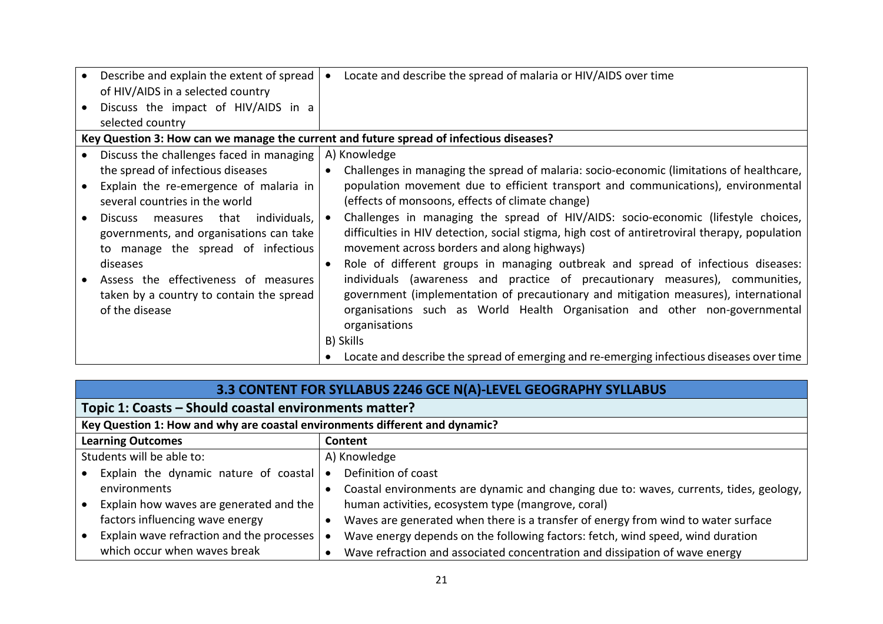| | |
|---|---|
| • Describe and explain the extent of spread of HIV/AIDS in a selected country<br>• Discuss the impact of HIV/AIDS in a selected country | • Locate and describe the spread of malaria or HIV/AIDS over time |
| **Key Question 3: How can we manage the current and future spread of infectious diseases?** | |
| • Discuss the challenges faced in managing the spread of infectious diseases<br>• Explain the re-emergence of malaria in several countries in the world<br>• Discuss measures that individuals, governments, and organisations can take to manage the spread of infectious diseases<br>• Assess the effectiveness of measures taken by a country to contain the spread of the disease | A) Knowledge<br>• Challenges in managing the spread of malaria: socio-economic (limitations of healthcare, population movement due to efficient transport and communications), environmental (effects of monsoons, effects of climate change)<br>• Challenges in managing the spread of HIV/AIDS: socio-economic (lifestyle choices, difficulties in HIV detection, social stigma, high cost of antiretroviral therapy, population movement across borders and along highways)<br>• Role of different groups in managing outbreak and spread of infectious diseases: individuals (awareness and practice of precautionary measures), communities, government (implementation of precautionary and mitigation measures), international organisations such as World Health Organisation and other non-governmental organisations<br>B) Skills<br>• Locate and describe the spread of emerging and re-emerging infectious diseases over time |

| **3.3 CONTENT FOR SYLLABUS 2246 GCE N(A)-LEVEL GEOGRAPHY SYLLABUS** | |
|---|---|
| **Topic 1: Coasts – Should coastal environments matter?** | |
| **Key Question 1: How and why are coastal environments different and dynamic?** | |
| **Learning Outcomes** | **Content** |
| Students will be able to:<br>• Explain the dynamic nature of coastal environments<br>• Explain how waves are generated and the factors influencing wave energy<br>• Explain wave refraction and the processes which occur when waves break | A) Knowledge<br>• Definition of coast<br>• Coastal environments are dynamic and changing due to: waves, currents, tides, geology, human activities, ecosystem type (mangrove, coral)<br>• Waves are generated when there is a transfer of energy from wind to water surface<br>• Wave energy depends on the following factors: fetch, wind speed, wind duration<br>• Wave refraction and associated concentration and dissipation of wave energy |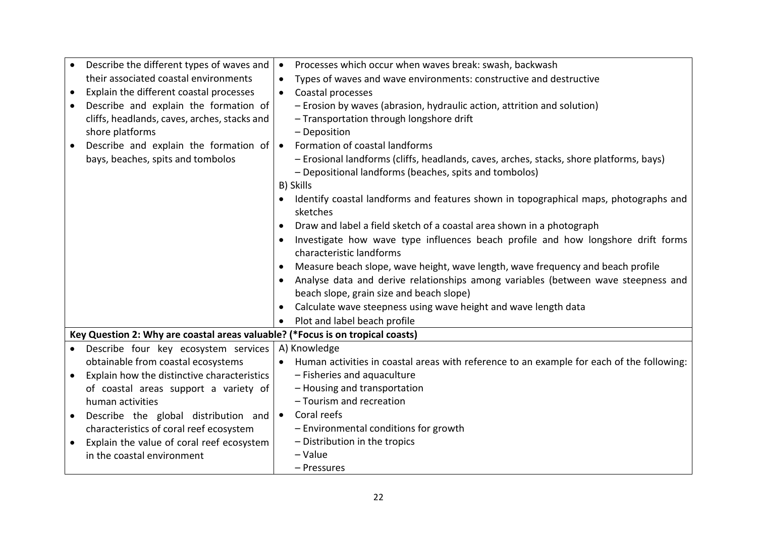| | |
|---|---|
| • Describe the different types of waves and their associated coastal environments<br>• Explain the different coastal processes<br>• Describe and explain the formation of cliffs, headlands, caves, arches, stacks and shore platforms<br>• Describe and explain the formation of bays, beaches, spits and tombolos | • Processes which occur when waves break: swash, backwash<br>• Types of waves and wave environments: constructive and destructive<br>• Coastal processes<br>– Erosion by waves (abrasion, hydraulic action, attrition and solution)<br>– Transportation through longshore drift<br>– Deposition<br>• Formation of coastal landforms<br>– Erosional landforms (cliffs, headlands, caves, arches, stacks, shore platforms, bays)<br>– Depositional landforms (beaches, spits and tombolos)<br>B) Skills<br>• Identify coastal landforms and features shown in topographical maps, photographs and sketches<br>• Draw and label a field sketch of a coastal area shown in a photograph<br>• Investigate how wave type influences beach profile and how longshore drift forms characteristic landforms<br>• Measure beach slope, wave height, wave length, wave frequency and beach profile<br>• Analyse data and derive relationships among variables (between wave steepness and beach slope, grain size and beach slope)<br>• Calculate wave steepness using wave height and wave length data<br>• Plot and label beach profile |
| **Key Question 2: Why are coastal areas valuable? (*Focus is on tropical coasts)** | |
| • Describe four key ecosystem services obtainable from coastal ecosystems<br>• Explain how the distinctive characteristics of coastal areas support a variety of human activities<br>• Describe the global distribution and characteristics of coral reef ecosystem<br>• Explain the value of coral reef ecosystem in the coastal environment | A) Knowledge<br>• Human activities in coastal areas with reference to an example for each of the following:<br>– Fisheries and aquaculture<br>– Housing and transportation<br>– Tourism and recreation<br>• Coral reefs<br>– Environmental conditions for growth<br>– Distribution in the tropics<br>– Value<br>– Pressures |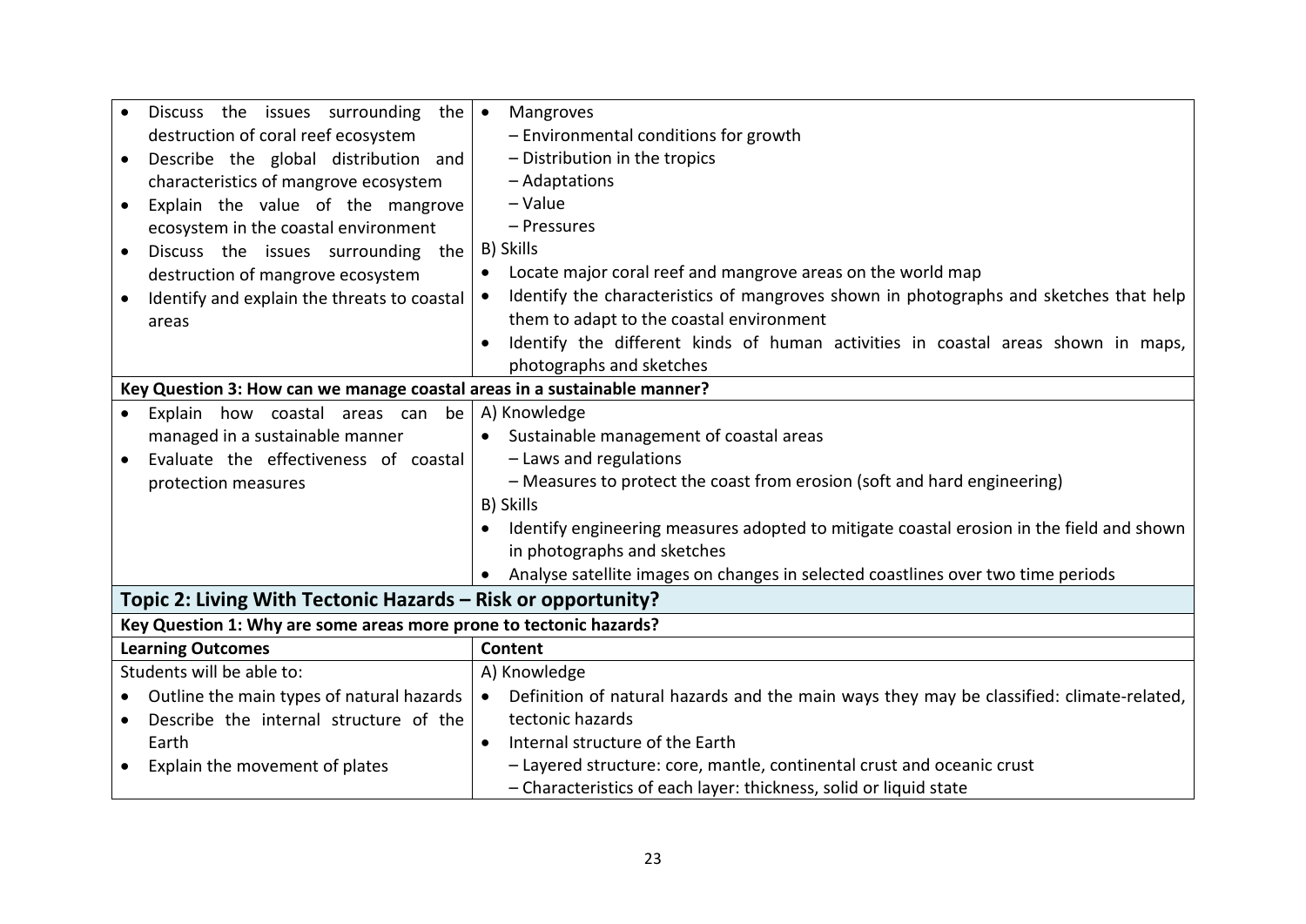| | |
|---|---|
| • Discuss the issues surrounding the destruction of coral reef ecosystem<br>• Describe the global distribution and characteristics of mangrove ecosystem<br>• Explain the value of the mangrove ecosystem in the coastal environment<br>• Discuss the issues surrounding the destruction of mangrove ecosystem<br>• Identify and explain the threats to coastal areas | • Mangroves<br>– Environmental conditions for growth<br>– Distribution in the tropics<br>– Adaptations<br>– Value<br>– Pressures<br>B) Skills<br>• Locate major coral reef and mangrove areas on the world map<br>• Identify the characteristics of mangroves shown in photographs and sketches that help them to adapt to the coastal environment<br>• Identify the different kinds of human activities in coastal areas shown in maps, photographs and sketches |
| **Key Question 3: How can we manage coastal areas in a sustainable manner?** | |
| • Explain how coastal areas can be managed in a sustainable manner<br>• Evaluate the effectiveness of coastal protection measures | A) Knowledge<br>• Sustainable management of coastal areas<br>– Laws and regulations<br>– Measures to protect the coast from erosion (soft and hard engineering)<br>B) Skills<br>• Identify engineering measures adopted to mitigate coastal erosion in the field and shown in photographs and sketches<br>• Analyse satellite images on changes in selected coastlines over two time periods |
| **Topic 2: Living With Tectonic Hazards – Risk or opportunity?** | |
| **Key Question 1: Why are some areas more prone to tectonic hazards?** | |
| **Learning Outcomes** | **Content** |
| Students will be able to:<br>• Outline the main types of natural hazards<br>• Describe the internal structure of the Earth<br>• Explain the movement of plates | A) Knowledge<br>• Definition of natural hazards and the main ways they may be classified: climate-related, tectonic hazards<br>• Internal structure of the Earth<br>– Layered structure: core, mantle, continental crust and oceanic crust<br>– Characteristics of each layer: thickness, solid or liquid state |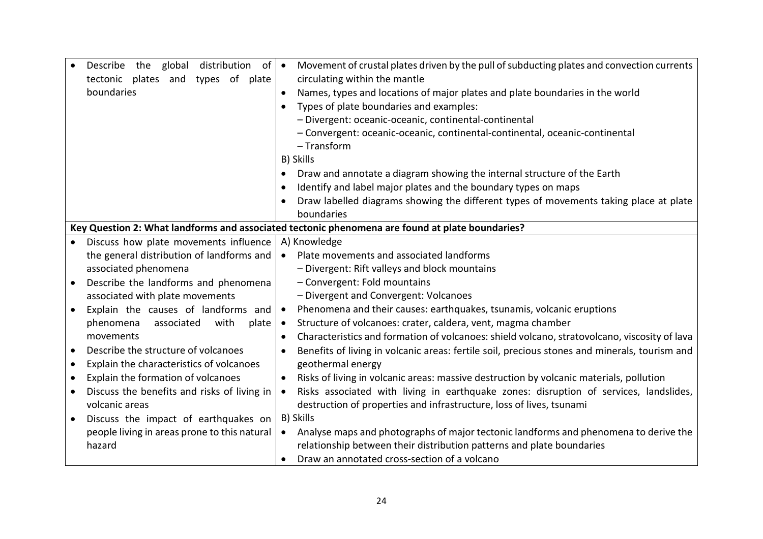| | |
|---|---|
| • Describe the global distribution of tectonic plates and types of plate boundaries | • Movement of crustal plates driven by the pull of subducting plates and convection currents circulating within the mantle<br>• Names, types and locations of major plates and plate boundaries in the world<br>• Types of plate boundaries and examples:<br>– Divergent: oceanic-oceanic, continental-continental<br>– Convergent: oceanic-oceanic, continental-continental, oceanic-continental<br>– Transform<br>B) Skills<br>• Draw and annotate a diagram showing the internal structure of the Earth<br>• Identify and label major plates and the boundary types on maps<br>• Draw labelled diagrams showing the different types of movements taking place at plate boundaries |
| **Key Question 2: What landforms and associated tectonic phenomena are found at plate boundaries?** | |
| • Discuss how plate movements influence the general distribution of landforms and associated phenomena<br>• Describe the landforms and phenomena associated with plate movements<br>• Explain the causes of landforms and phenomena associated with plate movements<br>• Describe the structure of volcanoes<br>• Explain the characteristics of volcanoes<br>• Explain the formation of volcanoes<br>• Discuss the benefits and risks of living in volcanic areas<br>• Discuss the impact of earthquakes on people living in areas prone to this natural hazard | A) Knowledge<br>• Plate movements and associated landforms<br>– Divergent: Rift valleys and block mountains<br>– Convergent: Fold mountains<br>– Divergent and Convergent: Volcanoes<br>• Phenomena and their causes: earthquakes, tsunamis, volcanic eruptions<br>• Structure of volcanoes: crater, caldera, vent, magma chamber<br>• Characteristics and formation of volcanoes: shield volcano, stratovolcano, viscosity of lava<br>• Benefits of living in volcanic areas: fertile soil, precious stones and minerals, tourism and geothermal energy<br>• Risks of living in volcanic areas: massive destruction by volcanic materials, pollution<br>• Risks associated with living in earthquake zones: disruption of services, landslides, destruction of properties and infrastructure, loss of lives, tsunami<br>B) Skills<br>• Analyse maps and photographs of major tectonic landforms and phenomena to derive the relationship between their distribution patterns and plate boundaries<br>• Draw an annotated cross-section of a volcano |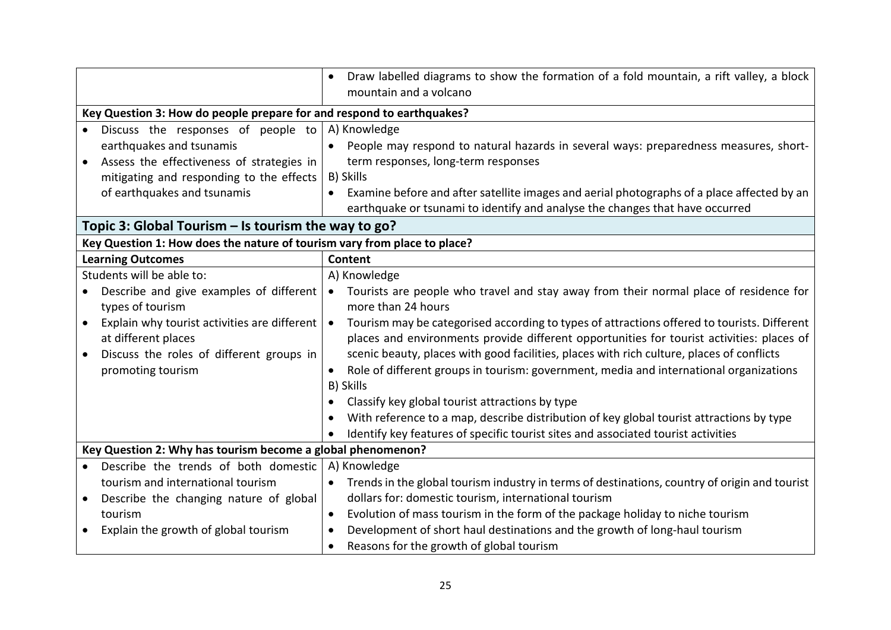| | |
|---|---|
| | • Draw labelled diagrams to show the formation of a fold mountain, a rift valley, a block mountain and a volcano |
| **Key Question 3: How do people prepare for and respond to earthquakes?** | |
| • Discuss the responses of people to earthquakes and tsunamis<br>• Assess the effectiveness of strategies in mitigating and responding to the effects of earthquakes and tsunamis | A) Knowledge<br>• People may respond to natural hazards in several ways: preparedness measures, short-term responses, long-term responses<br>B) Skills<br>• Examine before and after satellite images and aerial photographs of a place affected by an earthquake or tsunami to identify and analyse the changes that have occurred |

## Topic 3: Global Tourism – Is tourism the way to go?

| | |
|---|---|
| **Key Question 1: How does the nature of tourism vary from place to place?** | |
| **Learning Outcomes** | **Content** |
| Students will be able to:<br>• Describe and give examples of different types of tourism<br>• Explain why tourist activities are different at different places<br>• Discuss the roles of different groups in promoting tourism | A) Knowledge<br>• Tourists are people who travel and stay away from their normal place of residence for more than 24 hours<br>• Tourism may be categorised according to types of attractions offered to tourists. Different places and environments provide different opportunities for tourist activities: places of scenic beauty, places with good facilities, places with rich culture, places of conflicts<br>• Role of different groups in tourism: government, media and international organizations<br>B) Skills<br>• Classify key global tourist attractions by type<br>• With reference to a map, describe distribution of key global tourist attractions by type<br>• Identify key features of specific tourist sites and associated tourist activities |
| **Key Question 2: Why has tourism become a global phenomenon?** | |
| • Describe the trends of both domestic tourism and international tourism<br>• Describe the changing nature of global tourism<br>• Explain the growth of global tourism | A) Knowledge<br>• Trends in the global tourism industry in terms of destinations, country of origin and tourist dollars for: domestic tourism, international tourism<br>• Evolution of mass tourism in the form of the package holiday to niche tourism<br>• Development of short haul destinations and the growth of long-haul tourism<br>• Reasons for the growth of global tourism |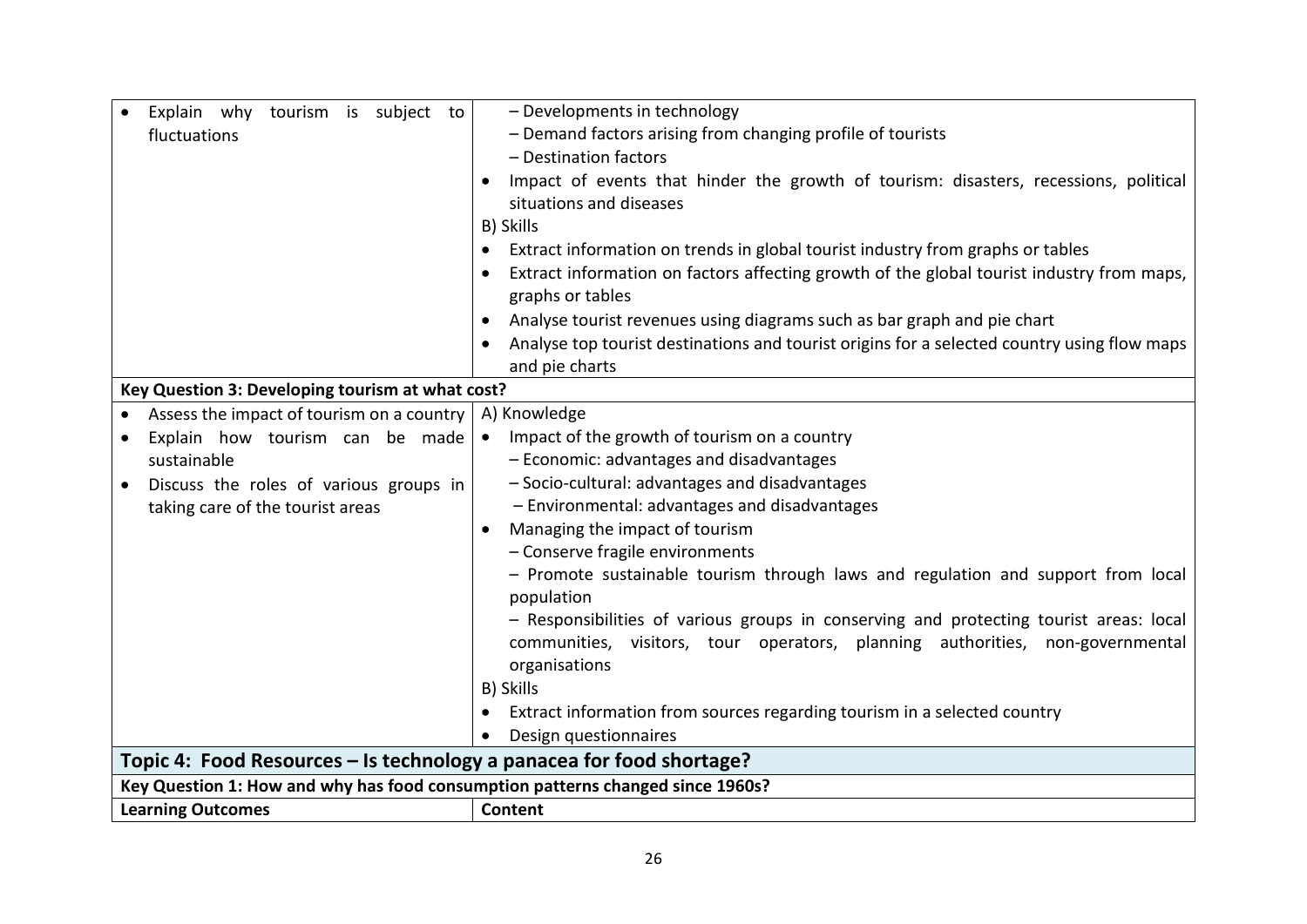| | |
|---|---|
| • Explain why tourism is subject to fluctuations | – Developments in technology<br>– Demand factors arising from changing profile of tourists<br>– Destination factors<br>• Impact of events that hinder the growth of tourism: disasters, recessions, political situations and diseases<br>B) Skills<br>• Extract information on trends in global tourist industry from graphs or tables<br>• Extract information on factors affecting growth of the global tourist industry from maps, graphs or tables<br>• Analyse tourist revenues using diagrams such as bar graph and pie chart<br>• Analyse top tourist destinations and tourist origins for a selected country using flow maps and pie charts |
| **Key Question 3: Developing tourism at what cost?** | |
| • Assess the impact of tourism on a country<br>• Explain how tourism can be made sustainable<br>• Discuss the roles of various groups in taking care of the tourist areas | A) Knowledge<br>• Impact of the growth of tourism on a country<br>– Economic: advantages and disadvantages<br>– Socio-cultural: advantages and disadvantages<br>– Environmental: advantages and disadvantages<br>• Managing the impact of tourism<br>– Conserve fragile environments<br>– Promote sustainable tourism through laws and regulation and support from local population<br>– Responsibilities of various groups in conserving and protecting tourist areas: local communities, visitors, tour operators, planning authorities, non-governmental organisations<br>B) Skills<br>• Extract information from sources regarding tourism in a selected country<br>• Design questionnaires |
| **Topic 4: Food Resources – Is technology a panacea for food shortage?** | |
| **Key Question 1: How and why has food consumption patterns changed since 1960s?** | |
| **Learning Outcomes** | **Content** |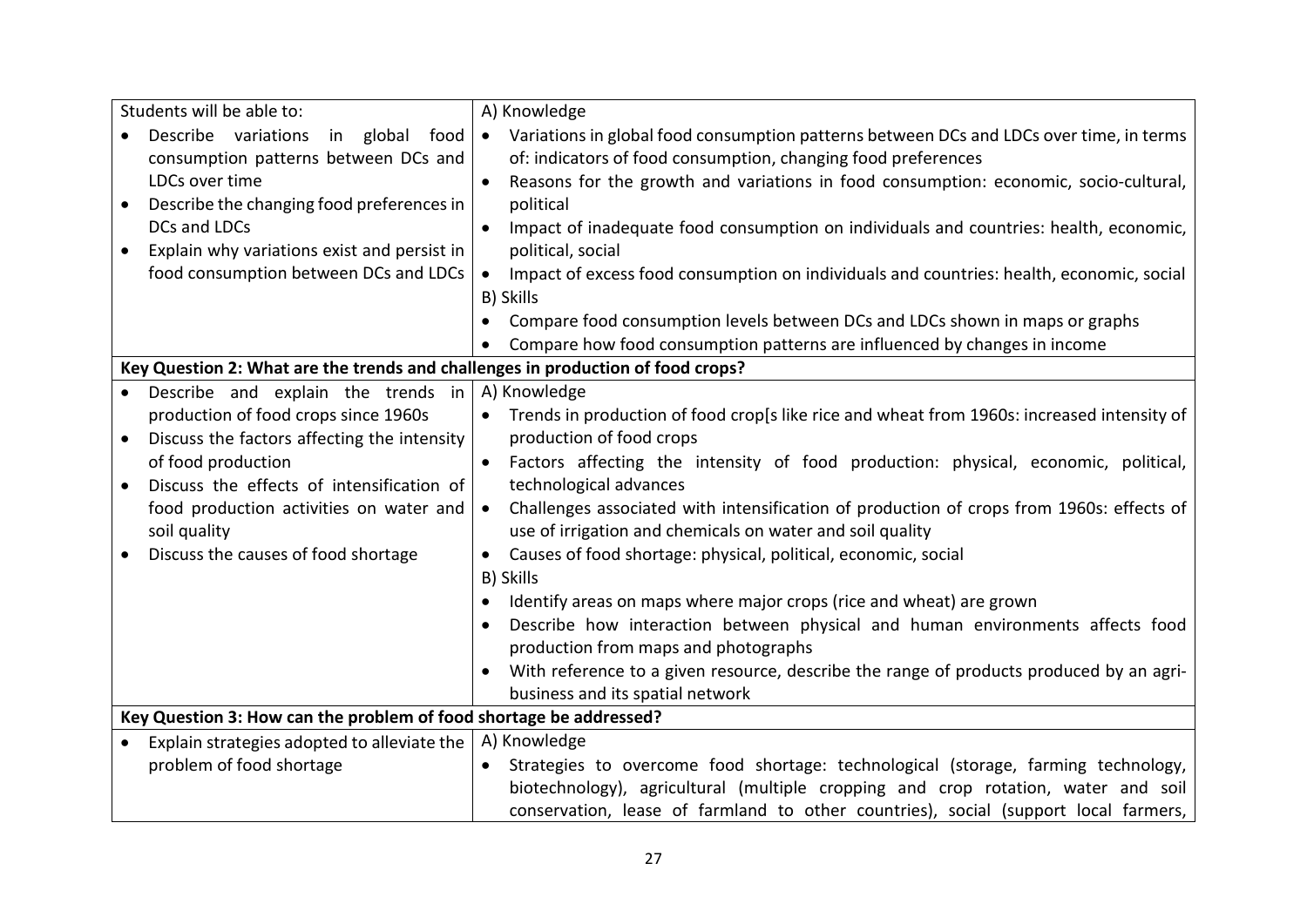| | |
|---|---|
| Students will be able to:<br>• Describe variations in global food consumption patterns between DCs and LDCs over time<br>• Describe the changing food preferences in DCs and LDCs<br>• Explain why variations exist and persist in food consumption between DCs and LDCs | A) Knowledge<br>• Variations in global food consumption patterns between DCs and LDCs over time, in terms of: indicators of food consumption, changing food preferences<br>• Reasons for the growth and variations in food consumption: economic, socio-cultural, political<br>• Impact of inadequate food consumption on individuals and countries: health, economic, political, social<br>• Impact of excess food consumption on individuals and countries: health, economic, social<br>B) Skills<br>• Compare food consumption levels between DCs and LDCs shown in maps or graphs<br>• Compare how food consumption patterns are influenced by changes in income |
| **Key Question 2: What are the trends and challenges in production of food crops?** | |
| • Describe and explain the trends in production of food crops since 1960s<br>• Discuss the factors affecting the intensity of food production<br>• Discuss the effects of intensification of food production activities on water and soil quality<br>• Discuss the causes of food shortage | A) Knowledge<br>• Trends in production of food crop[s like rice and wheat from 1960s: increased intensity of production of food crops<br>• Factors affecting the intensity of food production: physical, economic, political, technological advances<br>• Challenges associated with intensification of production of crops from 1960s: effects of use of irrigation and chemicals on water and soil quality<br>• Causes of food shortage: physical, political, economic, social<br>B) Skills<br>• Identify areas on maps where major crops (rice and wheat) are grown<br>• Describe how interaction between physical and human environments affects food production from maps and photographs<br>• With reference to a given resource, describe the range of products produced by an agri-business and its spatial network |
| **Key Question 3: How can the problem of food shortage be addressed?** | |
| • Explain strategies adopted to alleviate the problem of food shortage | A) Knowledge<br>• Strategies to overcome food shortage: technological (storage, farming technology, biotechnology), agricultural (multiple cropping and crop rotation, water and soil conservation, lease of farmland to other countries), social (support local farmers, |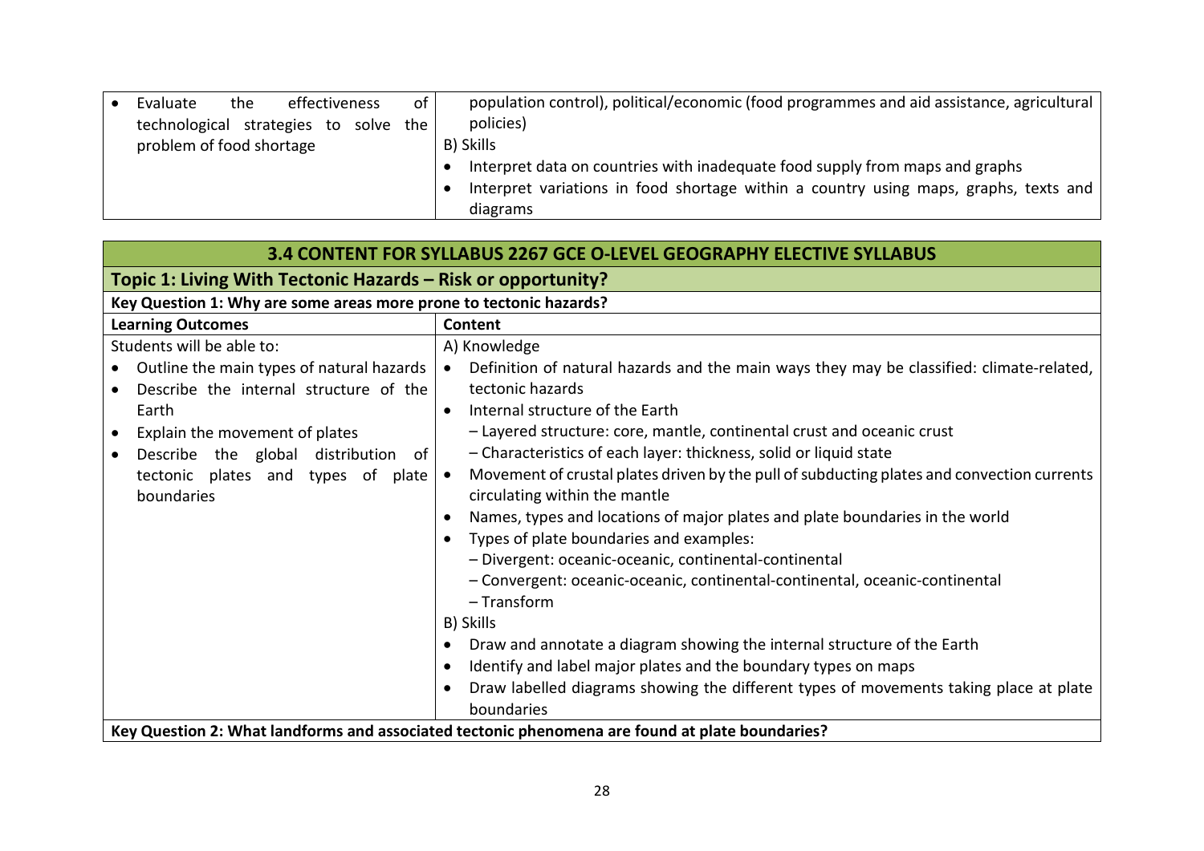| | |
|---|---|
| • Evaluate the effectiveness of technological strategies to solve the problem of food shortage | population control), political/economic (food programmes and aid assistance, agricultural policies)<br>B) Skills<br>• Interpret data on countries with inadequate food supply from maps and graphs<br>• Interpret variations in food shortage within a country using maps, graphs, texts and diagrams |

| **3.4 CONTENT FOR SYLLABUS 2267 GCE O-LEVEL GEOGRAPHY ELECTIVE SYLLABUS** | |
|---|---|
| **Topic 1: Living With Tectonic Hazards – Risk or opportunity?** | |
| **Key Question 1: Why are some areas more prone to tectonic hazards?** | |
| **Learning Outcomes** | **Content** |
| Students will be able to:<br>• Outline the main types of natural hazards<br>• Describe the internal structure of the Earth<br>• Explain the movement of plates<br>• Describe the global distribution of tectonic plates and types of plate boundaries | A) Knowledge<br>• Definition of natural hazards and the main ways they may be classified: climate-related, tectonic hazards<br>• Internal structure of the Earth<br>– Layered structure: core, mantle, continental crust and oceanic crust<br>– Characteristics of each layer: thickness, solid or liquid state<br>• Movement of crustal plates driven by the pull of subducting plates and convection currents circulating within the mantle<br>• Names, types and locations of major plates and plate boundaries in the world<br>• Types of plate boundaries and examples:<br>– Divergent: oceanic-oceanic, continental-continental<br>– Convergent: oceanic-oceanic, continental-continental, oceanic-continental<br>– Transform<br>B) Skills<br>• Draw and annotate a diagram showing the internal structure of the Earth<br>• Identify and label major plates and the boundary types on maps<br>• Draw labelled diagrams showing the different types of movements taking place at plate boundaries |
| **Key Question 2: What landforms and associated tectonic phenomena are found at plate boundaries?** | |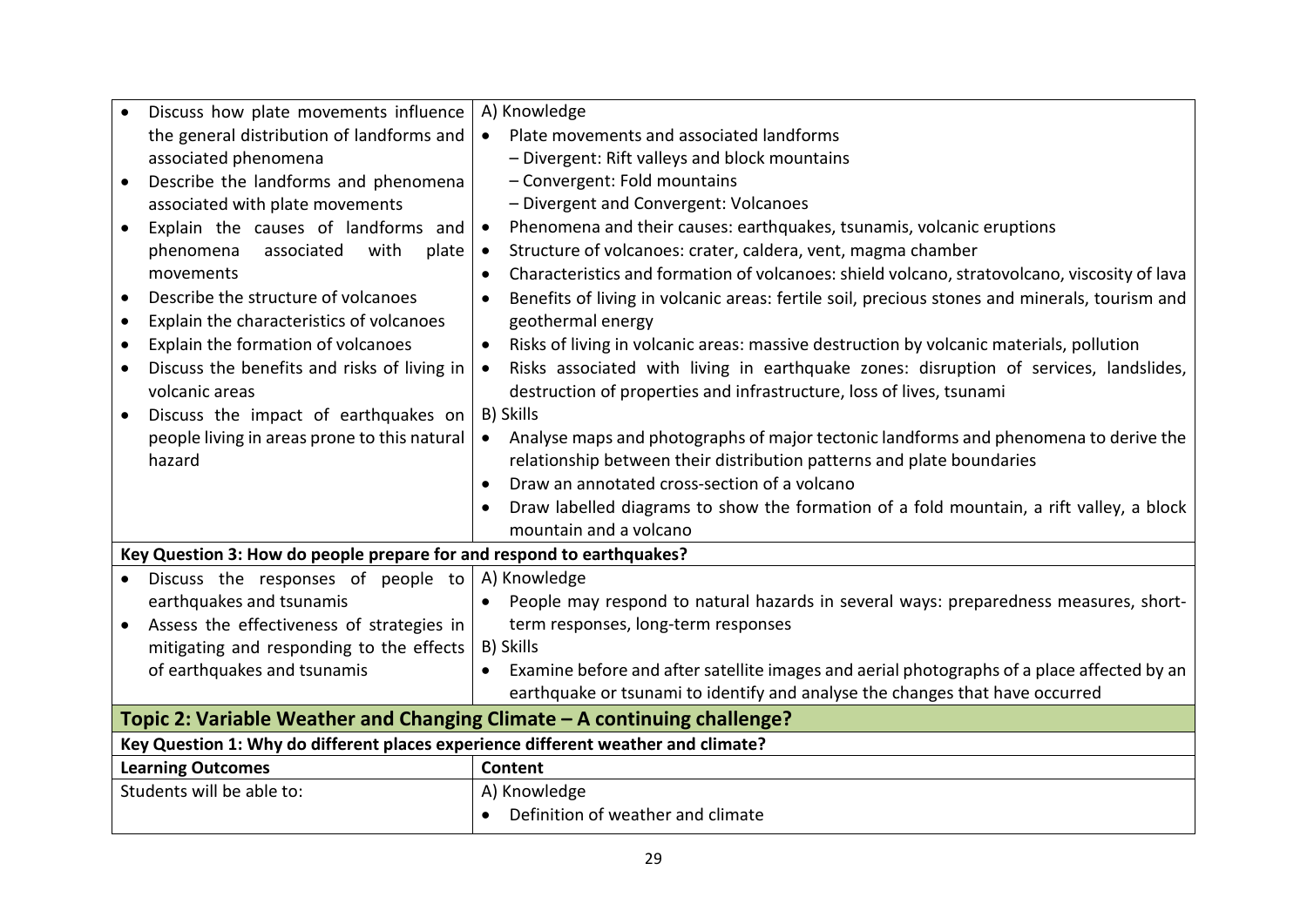| | |
|---|---|
| • Discuss how plate movements influence the general distribution of landforms and associated phenomena<br>• Describe the landforms and phenomena associated with plate movements<br>• Explain the causes of landforms and phenomena associated with plate movements<br>• Describe the structure of volcanoes<br>• Explain the characteristics of volcanoes<br>• Explain the formation of volcanoes<br>• Discuss the benefits and risks of living in volcanic areas<br>• Discuss the impact of earthquakes on people living in areas prone to this natural hazard | A) Knowledge<br>• Plate movements and associated landforms<br>– Divergent: Rift valleys and block mountains<br>– Convergent: Fold mountains<br>– Divergent and Convergent: Volcanoes<br>• Phenomena and their causes: earthquakes, tsunamis, volcanic eruptions<br>• Structure of volcanoes: crater, caldera, vent, magma chamber<br>• Characteristics and formation of volcanoes: shield volcano, stratovolcano, viscosity of lava<br>• Benefits of living in volcanic areas: fertile soil, precious stones and minerals, tourism and geothermal energy<br>• Risks of living in volcanic areas: massive destruction by volcanic materials, pollution<br>• Risks associated with living in earthquake zones: disruption of services, landslides, destruction of properties and infrastructure, loss of lives, tsunami<br>B) Skills<br>• Analyse maps and photographs of major tectonic landforms and phenomena to derive the relationship between their distribution patterns and plate boundaries<br>• Draw an annotated cross-section of a volcano<br>• Draw labelled diagrams to show the formation of a fold mountain, a rift valley, a block mountain and a volcano |
| **Key Question 3: How do people prepare for and respond to earthquakes?** | |
| • Discuss the responses of people to earthquakes and tsunamis<br>• Assess the effectiveness of strategies in mitigating and responding to the effects of earthquakes and tsunamis | A) Knowledge<br>• People may respond to natural hazards in several ways: preparedness measures, short-term responses, long-term responses<br>B) Skills<br>• Examine before and after satellite images and aerial photographs of a place affected by an earthquake or tsunami to identify and analyse the changes that have occurred |
| **Topic 2: Variable Weather and Changing Climate – A continuing challenge?** | |
| **Key Question 1: Why do different places experience different weather and climate?** | |
| **Learning Outcomes** | **Content** |
| Students will be able to: | A) Knowledge<br>• Definition of weather and climate |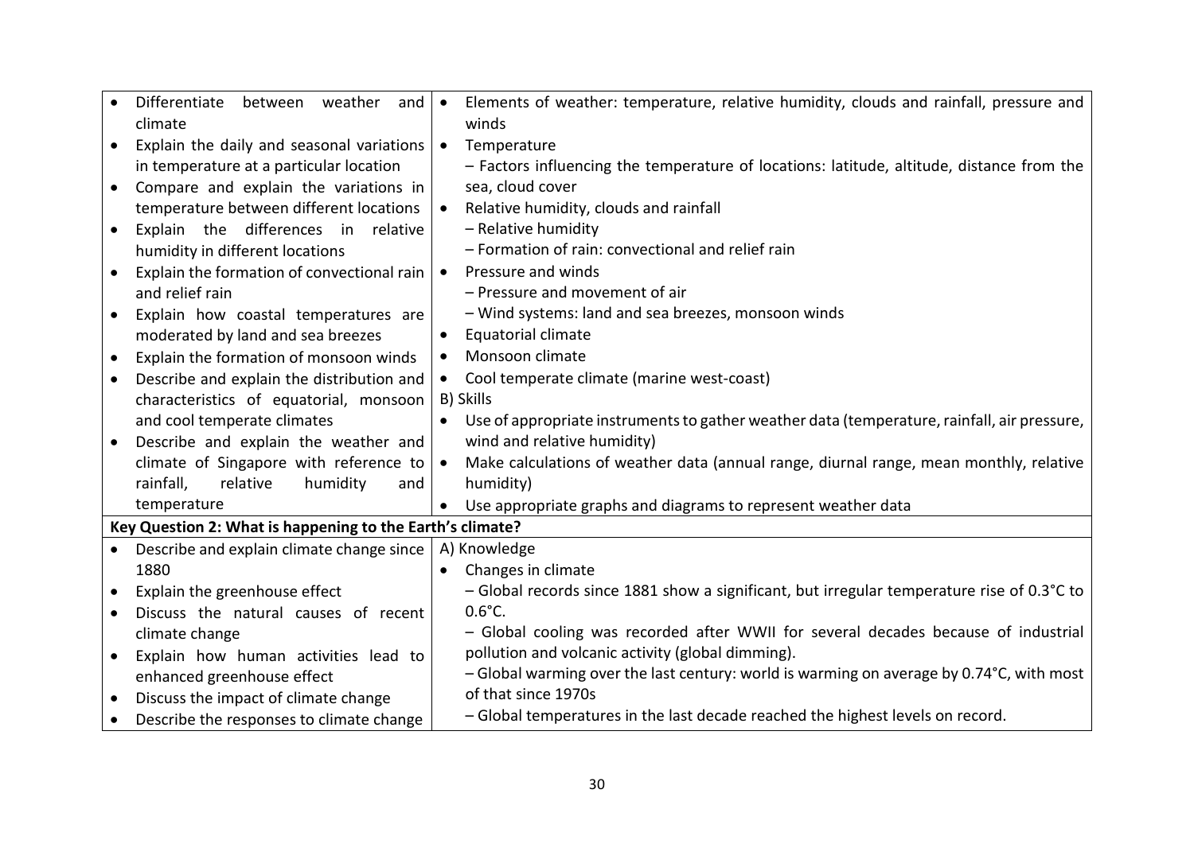| | |
|---|---|
| • Differentiate between weather and climate<br>• Explain the daily and seasonal variations in temperature at a particular location<br>• Compare and explain the variations in temperature between different locations<br>• Explain the differences in relative humidity in different locations<br>• Explain the formation of convectional rain and relief rain<br>• Explain how coastal temperatures are moderated by land and sea breezes<br>• Explain the formation of monsoon winds<br>• Describe and explain the distribution and characteristics of equatorial, monsoon and cool temperate climates<br>• Describe and explain the weather and climate of Singapore with reference to rainfall, relative humidity and temperature | • Elements of weather: temperature, relative humidity, clouds and rainfall, pressure and winds<br>• Temperature<br>– Factors influencing the temperature of locations: latitude, altitude, distance from the sea, cloud cover<br>• Relative humidity, clouds and rainfall<br>– Relative humidity<br>– Formation of rain: convectional and relief rain<br>• Pressure and winds<br>– Pressure and movement of air<br>– Wind systems: land and sea breezes, monsoon winds<br>• Equatorial climate<br>• Monsoon climate<br>• Cool temperate climate (marine west-coast)<br>B) Skills<br>• Use of appropriate instruments to gather weather data (temperature, rainfall, air pressure, wind and relative humidity)<br>• Make calculations of weather data (annual range, diurnal range, mean monthly, relative humidity)<br>• Use appropriate graphs and diagrams to represent weather data |
| **Key Question 2: What is happening to the Earth's climate?** | |
| • Describe and explain climate change since 1880<br>• Explain the greenhouse effect<br>• Discuss the natural causes of recent climate change<br>• Explain how human activities lead to enhanced greenhouse effect<br>• Discuss the impact of climate change<br>• Describe the responses to climate change | A) Knowledge<br>• Changes in climate<br>– Global records since 1881 show a significant, but irregular temperature rise of 0.3°C to 0.6°C.<br>– Global cooling was recorded after WWII for several decades because of industrial pollution and volcanic activity (global dimming).<br>– Global warming over the last century: world is warming on average by 0.74°C, with most of that since 1970s<br>– Global temperatures in the last decade reached the highest levels on record. |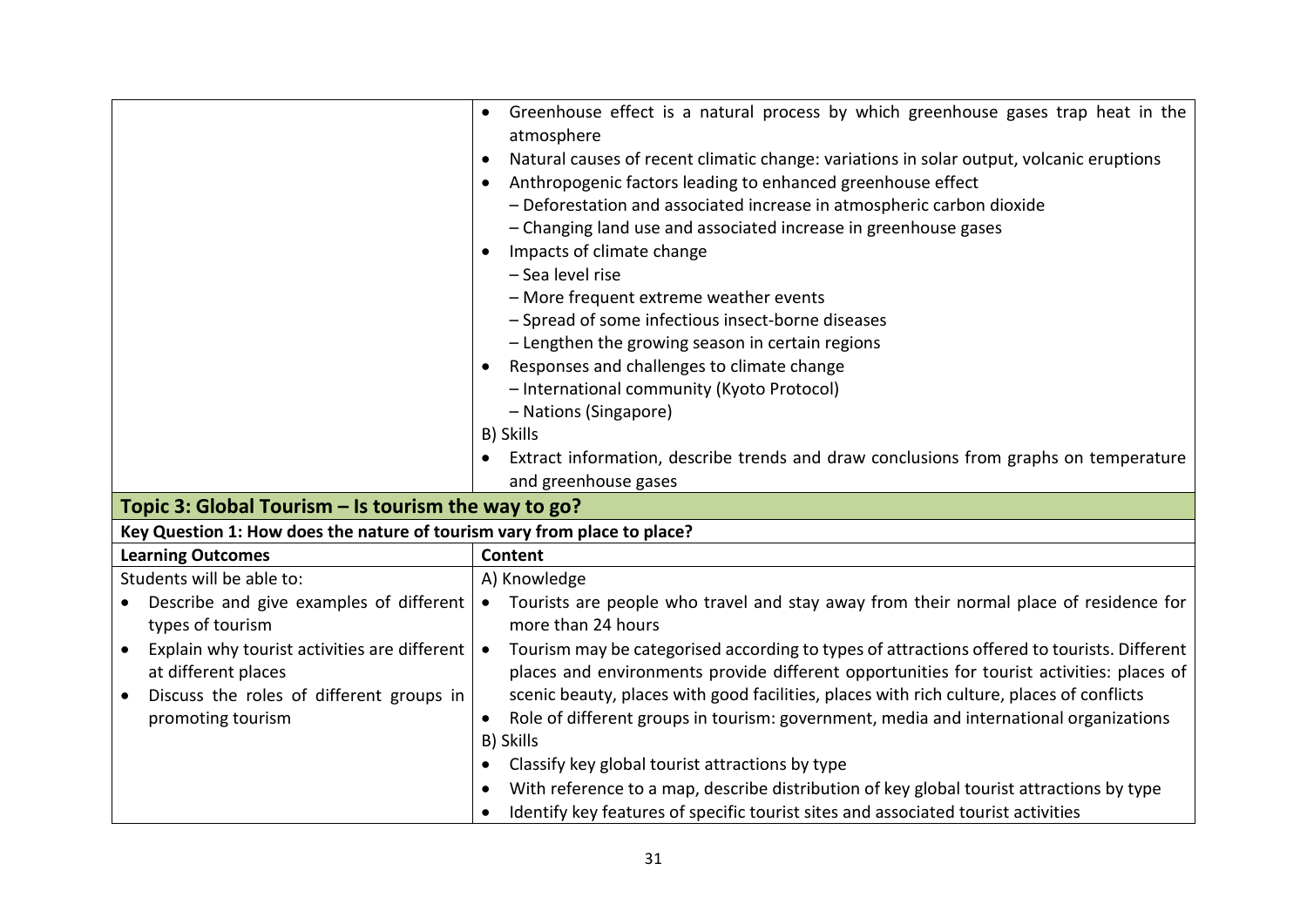| | |
|---|---|
| | • Greenhouse effect is a natural process by which greenhouse gases trap heat in the atmosphere<br>• Natural causes of recent climatic change: variations in solar output, volcanic eruptions<br>• Anthropogenic factors leading to enhanced greenhouse effect<br>– Deforestation and associated increase in atmospheric carbon dioxide<br>– Changing land use and associated increase in greenhouse gases<br>• Impacts of climate change<br>– Sea level rise<br>– More frequent extreme weather events<br>– Spread of some infectious insect-borne diseases<br>– Lengthen the growing season in certain regions<br>• Responses and challenges to climate change<br>– International community (Kyoto Protocol)<br>– Nations (Singapore)<br>B) Skills<br>• Extract information, describe trends and draw conclusions from graphs on temperature and greenhouse gases |
| **Topic 3: Global Tourism – Is tourism the way to go?** | |
| **Key Question 1: How does the nature of tourism vary from place to place?** | |
| **Learning Outcomes** | **Content** |
| Students will be able to:<br>• Describe and give examples of different types of tourism<br>• Explain why tourist activities are different at different places<br>• Discuss the roles of different groups in promoting tourism | A) Knowledge<br>• Tourists are people who travel and stay away from their normal place of residence for more than 24 hours<br>• Tourism may be categorised according to types of attractions offered to tourists. Different places and environments provide different opportunities for tourist activities: places of scenic beauty, places with good facilities, places with rich culture, places of conflicts<br>• Role of different groups in tourism: government, media and international organizations<br>B) Skills<br>• Classify key global tourist attractions by type<br>• With reference to a map, describe distribution of key global tourist attractions by type<br>• Identify key features of specific tourist sites and associated tourist activities |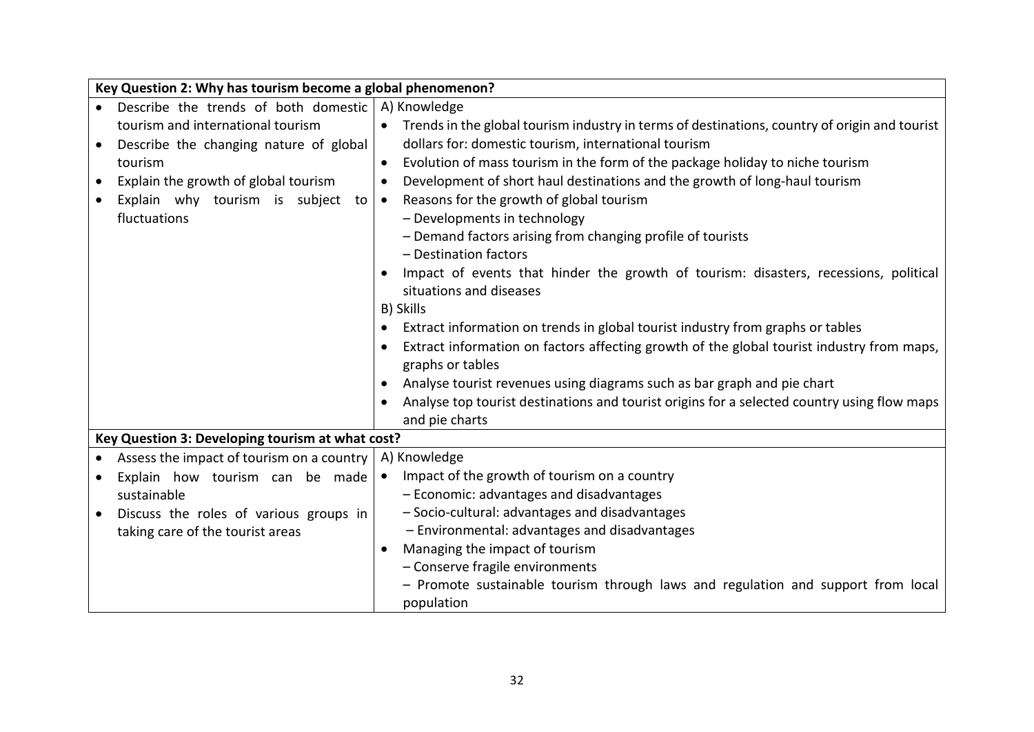| Key Question 2: Why has tourism become a global phenomenon? | |
|---|---|
| • Describe the trends of both domestic tourism and international tourism<br>• Describe the changing nature of global tourism<br>• Explain the growth of global tourism<br>• Explain why tourism is subject to fluctuations | A) Knowledge<br>• Trends in the global tourism industry in terms of destinations, country of origin and tourist dollars for: domestic tourism, international tourism<br>• Evolution of mass tourism in the form of the package holiday to niche tourism<br>• Development of short haul destinations and the growth of long-haul tourism<br>• Reasons for the growth of global tourism<br>– Developments in technology<br>– Demand factors arising from changing profile of tourists<br>– Destination factors<br>• Impact of events that hinder the growth of tourism: disasters, recessions, political situations and diseases<br>B) Skills<br>• Extract information on trends in global tourist industry from graphs or tables<br>• Extract information on factors affecting growth of the global tourist industry from maps, graphs or tables<br>• Analyse tourist revenues using diagrams such as bar graph and pie chart<br>• Analyse top tourist destinations and tourist origins for a selected country using flow maps and pie charts |
| **Key Question 3: Developing tourism at what cost?** | |
| • Assess the impact of tourism on a country<br>• Explain how tourism can be made sustainable<br>• Discuss the roles of various groups in taking care of the tourist areas | A) Knowledge<br>• Impact of the growth of tourism on a country<br>– Economic: advantages and disadvantages<br>– Socio-cultural: advantages and disadvantages<br>– Environmental: advantages and disadvantages<br>• Managing the impact of tourism<br>– Conserve fragile environments<br>– Promote sustainable tourism through laws and regulation and support from local population |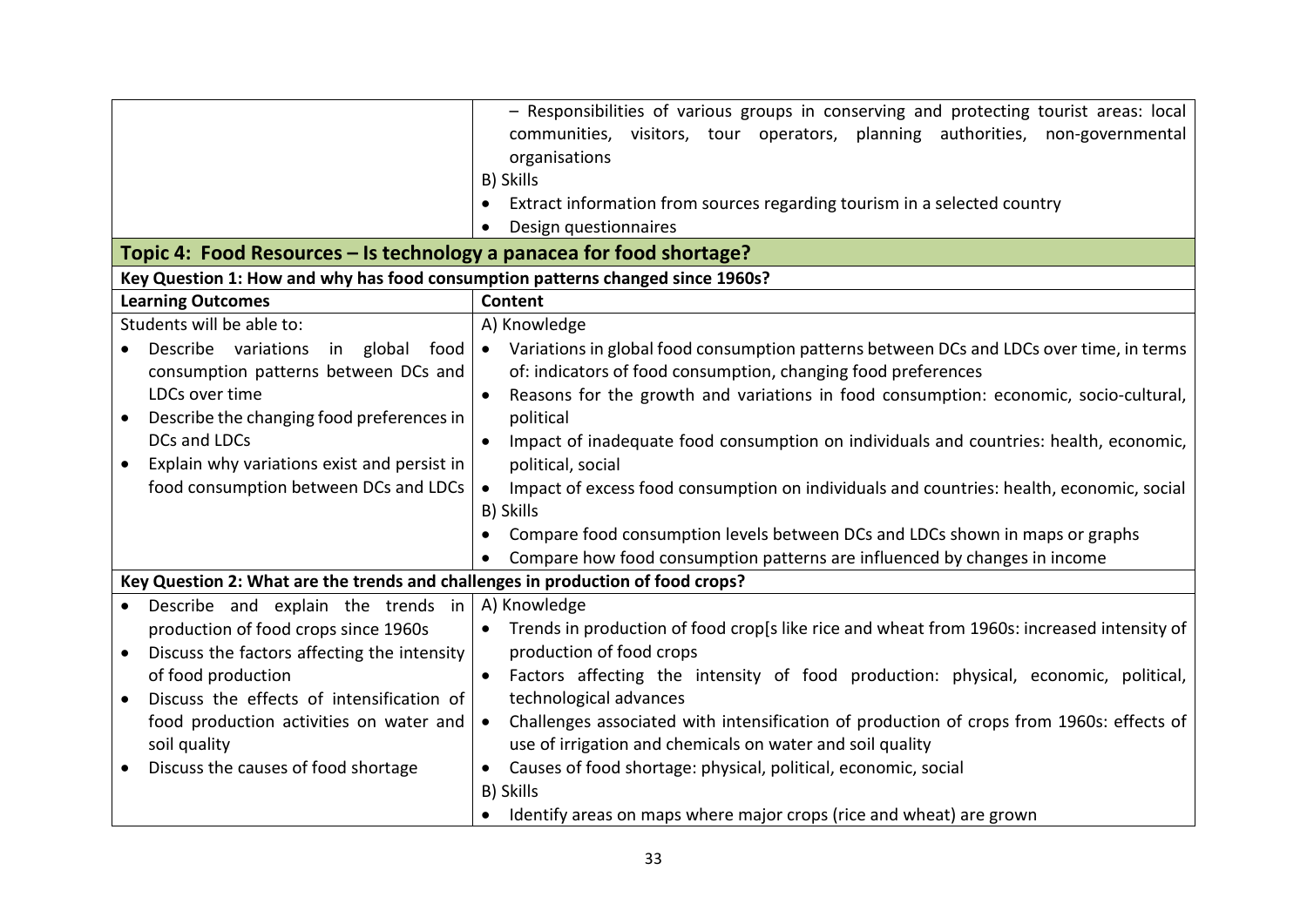| | |
|---|---|
| | – Responsibilities of various groups in conserving and protecting tourist areas: local communities, visitors, tour operators, planning authorities, non-governmental organisations<br>B) Skills<br>• Extract information from sources regarding tourism in a selected country<br>• Design questionnaires |

## Topic 4: Food Resources – Is technology a panacea for food shortage?

**Key Question 1: How and why has food consumption patterns changed since 1960s?**

| **Learning Outcomes** | **Content** |
|---|---|
| Students will be able to:<br>• Describe variations in global food consumption patterns between DCs and LDCs over time<br>• Describe the changing food preferences in DCs and LDCs<br>• Explain why variations exist and persist in food consumption between DCs and LDCs | A) Knowledge<br>• Variations in global food consumption patterns between DCs and LDCs over time, in terms of: indicators of food consumption, changing food preferences<br>• Reasons for the growth and variations in food consumption: economic, socio-cultural, political<br>• Impact of inadequate food consumption on individuals and countries: health, economic, political, social<br>• Impact of excess food consumption on individuals and countries: health, economic, social<br>B) Skills<br>• Compare food consumption levels between DCs and LDCs shown in maps or graphs<br>• Compare how food consumption patterns are influenced by changes in income |

**Key Question 2: What are the trends and challenges in production of food crops?**

| | |
|---|---|
| • Describe and explain the trends in production of food crops since 1960s<br>• Discuss the factors affecting the intensity of food production<br>• Discuss the effects of intensification of food production activities on water and soil quality<br>• Discuss the causes of food shortage | A) Knowledge<br>• Trends in production of food crop[s like rice and wheat from 1960s: increased intensity of production of food crops<br>• Factors affecting the intensity of food production: physical, economic, political, technological advances<br>• Challenges associated with intensification of production of crops from 1960s: effects of use of irrigation and chemicals on water and soil quality<br>• Causes of food shortage: physical, political, economic, social<br>B) Skills<br>• Identify areas on maps where major crops (rice and wheat) are grown |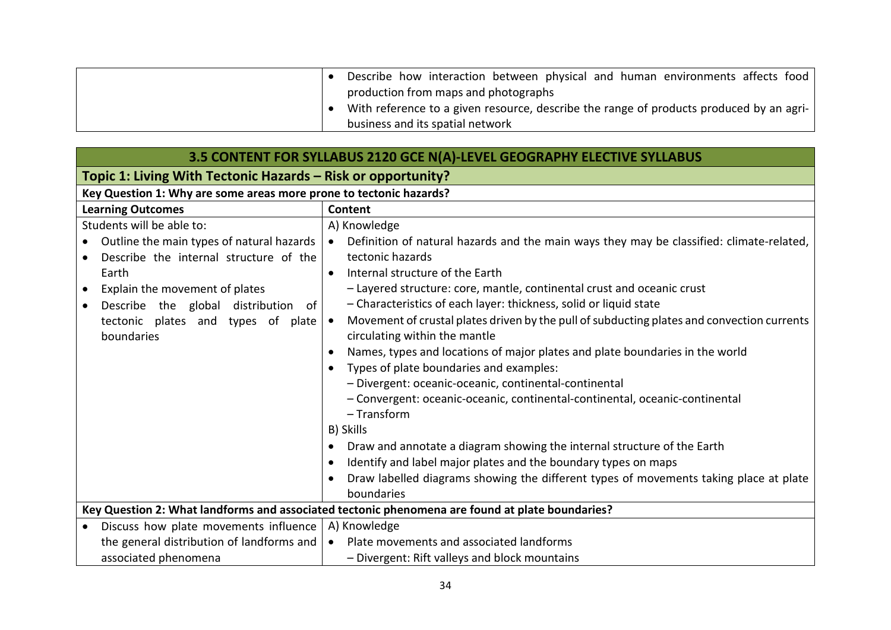| | |
|---|---|
| | • Describe how interaction between physical and human environments affects food production from maps and photographs<br>• With reference to a given resource, describe the range of products produced by an agri-business and its spatial network |

| **3.5 CONTENT FOR SYLLABUS 2120 GCE N(A)-LEVEL GEOGRAPHY ELECTIVE SYLLABUS** | |
|---|---|
| **Topic 1: Living With Tectonic Hazards – Risk or opportunity?** | |
| **Key Question 1: Why are some areas more prone to tectonic hazards?** | |
| **Learning Outcomes** | **Content** |
| Students will be able to:<br>• Outline the main types of natural hazards<br>• Describe the internal structure of the Earth<br>• Explain the movement of plates<br>• Describe the global distribution of tectonic plates and types of plate boundaries | A) Knowledge<br>• Definition of natural hazards and the main ways they may be classified: climate-related, tectonic hazards<br>• Internal structure of the Earth<br>– Layered structure: core, mantle, continental crust and oceanic crust<br>– Characteristics of each layer: thickness, solid or liquid state<br>• Movement of crustal plates driven by the pull of subducting plates and convection currents circulating within the mantle<br>• Names, types and locations of major plates and plate boundaries in the world<br>• Types of plate boundaries and examples:<br>– Divergent: oceanic-oceanic, continental-continental<br>– Convergent: oceanic-oceanic, continental-continental, oceanic-continental<br>– Transform<br>B) Skills<br>• Draw and annotate a diagram showing the internal structure of the Earth<br>• Identify and label major plates and the boundary types on maps<br>• Draw labelled diagrams showing the different types of movements taking place at plate boundaries |
| **Key Question 2: What landforms and associated tectonic phenomena are found at plate boundaries?** | |
| • Discuss how plate movements influence the general distribution of landforms and associated phenomena | A) Knowledge<br>• Plate movements and associated landforms<br>– Divergent: Rift valleys and block mountains |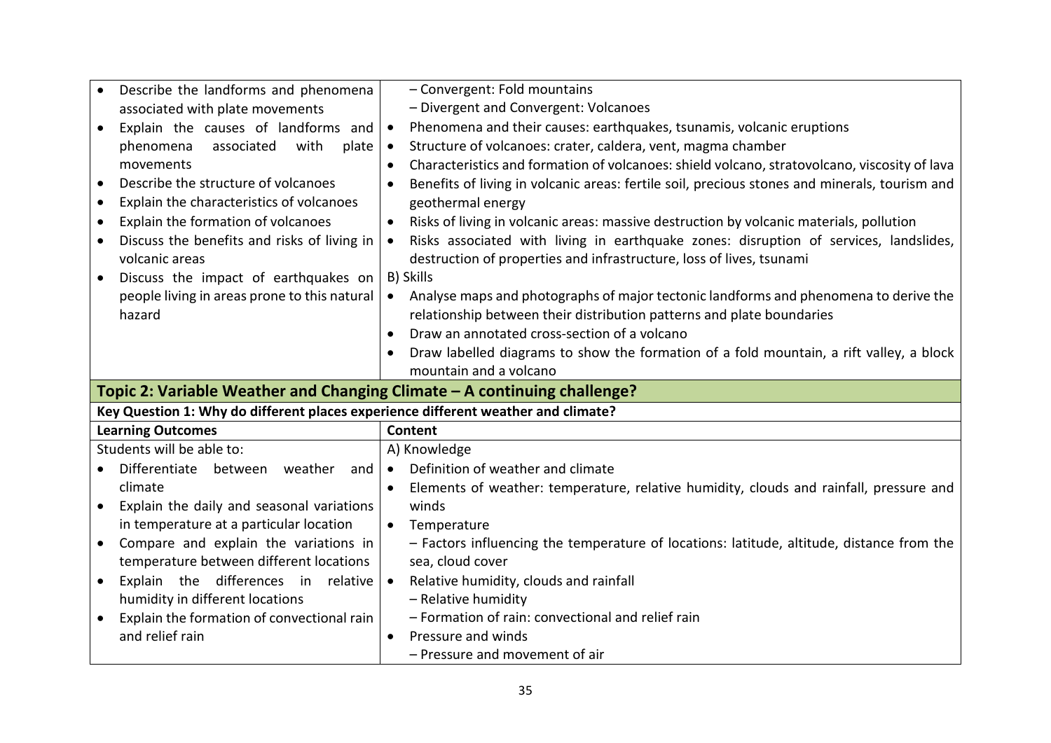| | |
|---|---|
| • Describe the landforms and phenomena associated with plate movements<br>• Explain the causes of landforms and phenomena associated with plate movements<br>• Describe the structure of volcanoes<br>• Explain the characteristics of volcanoes<br>• Explain the formation of volcanoes<br>• Discuss the benefits and risks of living in volcanic areas<br>• Discuss the impact of earthquakes on people living in areas prone to this natural hazard | – Convergent: Fold mountains<br>– Divergent and Convergent: Volcanoes<br>• Phenomena and their causes: earthquakes, tsunamis, volcanic eruptions<br>• Structure of volcanoes: crater, caldera, vent, magma chamber<br>• Characteristics and formation of volcanoes: shield volcano, stratovolcano, viscosity of lava<br>• Benefits of living in volcanic areas: fertile soil, precious stones and minerals, tourism and geothermal energy<br>• Risks of living in volcanic areas: massive destruction by volcanic materials, pollution<br>• Risks associated with living in earthquake zones: disruption of services, landslides, destruction of properties and infrastructure, loss of lives, tsunami<br>B) Skills<br>• Analyse maps and photographs of major tectonic landforms and phenomena to derive the relationship between their distribution patterns and plate boundaries<br>• Draw an annotated cross-section of a volcano<br>• Draw labelled diagrams to show the formation of a fold mountain, a rift valley, a block mountain and a volcano |

## Topic 2: Variable Weather and Changing Climate – A continuing challenge?

**Key Question 1: Why do different places experience different weather and climate?**

| **Learning Outcomes** | **Content** |
|---|---|
| Students will be able to:<br>• Differentiate between weather and climate<br>• Explain the daily and seasonal variations in temperature at a particular location<br>• Compare and explain the variations in temperature between different locations<br>• Explain the differences in relative humidity in different locations<br>• Explain the formation of convectional rain and relief rain | A) Knowledge<br>• Definition of weather and climate<br>• Elements of weather: temperature, relative humidity, clouds and rainfall, pressure and winds<br>• Temperature<br>– Factors influencing the temperature of locations: latitude, altitude, distance from the sea, cloud cover<br>• Relative humidity, clouds and rainfall<br>– Relative humidity<br>– Formation of rain: convectional and relief rain<br>• Pressure and winds<br>– Pressure and movement of air |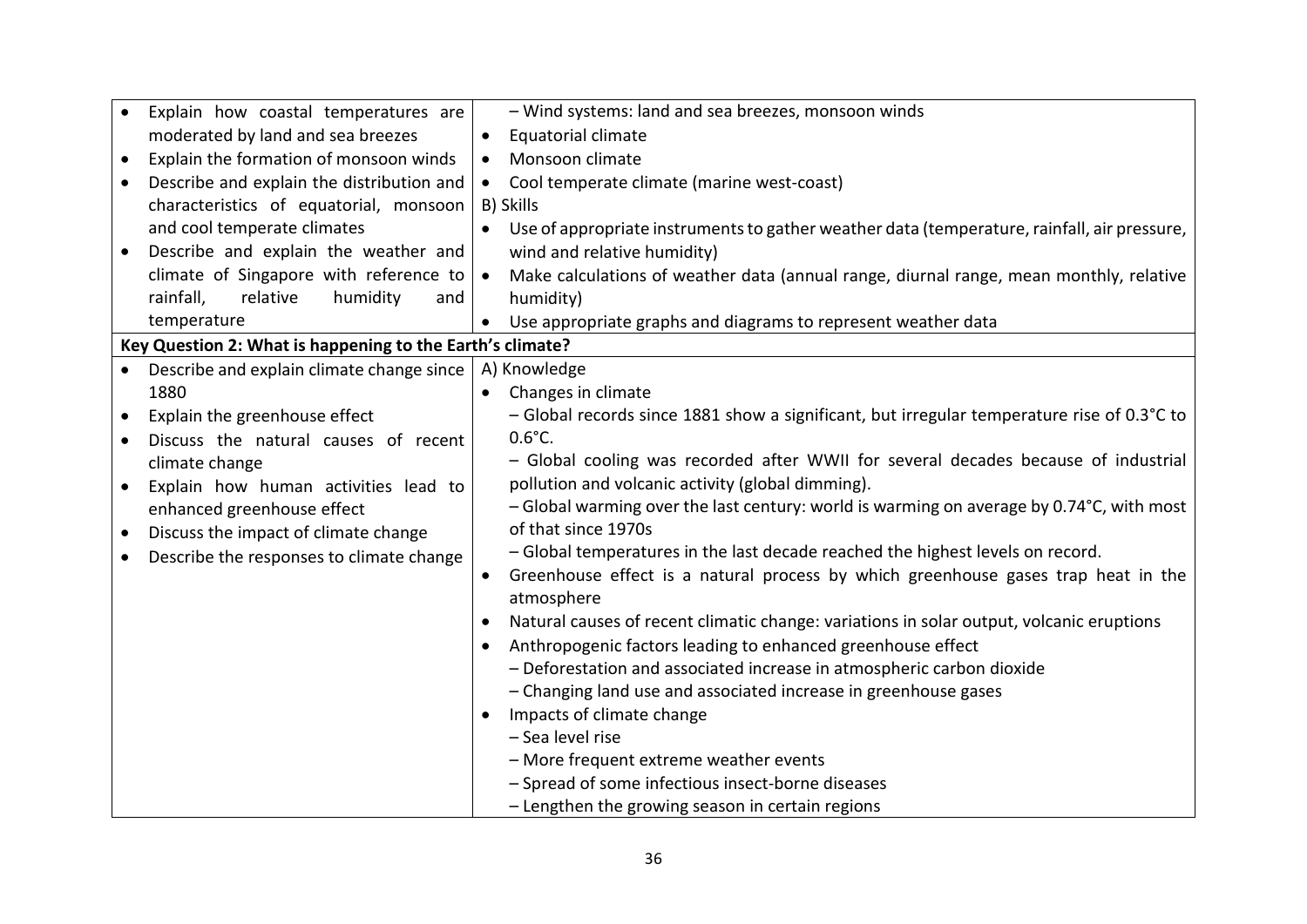| | |
|---|---|
| • Explain how coastal temperatures are moderated by land and sea breezes<br>• Explain the formation of monsoon winds<br>• Describe and explain the distribution and characteristics of equatorial, monsoon and cool temperate climates<br>• Describe and explain the weather and climate of Singapore with reference to rainfall, relative humidity and temperature | – Wind systems: land and sea breezes, monsoon winds<br>• Equatorial climate<br>• Monsoon climate<br>• Cool temperate climate (marine west-coast)<br>B) Skills<br>• Use of appropriate instruments to gather weather data (temperature, rainfall, air pressure, wind and relative humidity)<br>• Make calculations of weather data (annual range, diurnal range, mean monthly, relative humidity)<br>• Use appropriate graphs and diagrams to represent weather data |
| **Key Question 2: What is happening to the Earth's climate?** | |
| • Describe and explain climate change since 1880<br>• Explain the greenhouse effect<br>• Discuss the natural causes of recent climate change<br>• Explain how human activities lead to enhanced greenhouse effect<br>• Discuss the impact of climate change<br>• Describe the responses to climate change | A) Knowledge<br>• Changes in climate<br>– Global records since 1881 show a significant, but irregular temperature rise of 0.3°C to 0.6°C.<br>– Global cooling was recorded after WWII for several decades because of industrial pollution and volcanic activity (global dimming).<br>– Global warming over the last century: world is warming on average by 0.74°C, with most of that since 1970s<br>– Global temperatures in the last decade reached the highest levels on record.<br>• Greenhouse effect is a natural process by which greenhouse gases trap heat in the atmosphere<br>• Natural causes of recent climatic change: variations in solar output, volcanic eruptions<br>• Anthropogenic factors leading to enhanced greenhouse effect<br>– Deforestation and associated increase in atmospheric carbon dioxide<br>– Changing land use and associated increase in greenhouse gases<br>• Impacts of climate change<br>– Sea level rise<br>– More frequent extreme weather events<br>– Spread of some infectious insect-borne diseases<br>– Lengthen the growing season in certain regions |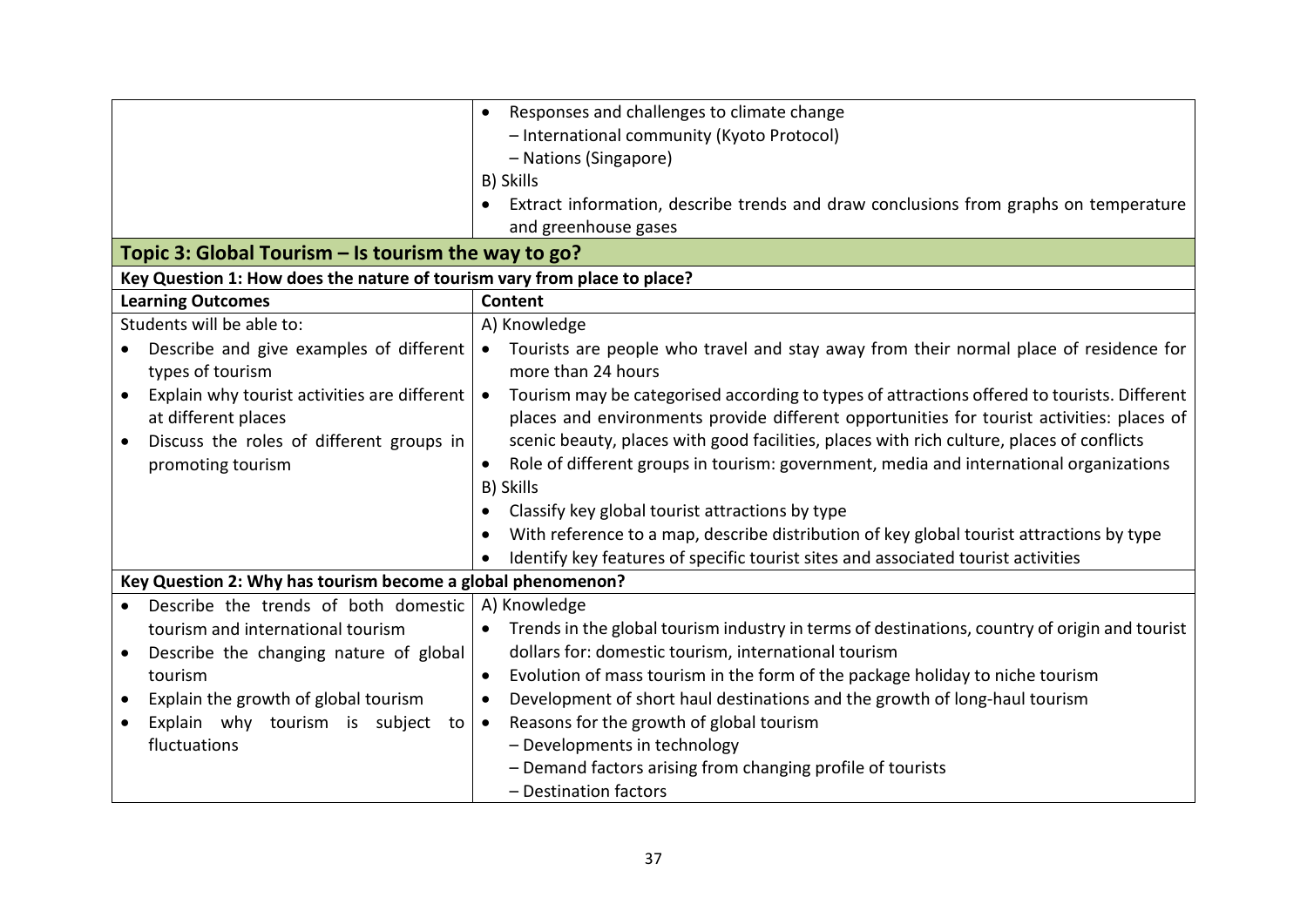| | |
|---|---|
| | • Responses and challenges to climate change<br>– International community (Kyoto Protocol)<br>– Nations (Singapore)<br>B) Skills<br>• Extract information, describe trends and draw conclusions from graphs on temperature and greenhouse gases |

## Topic 3: Global Tourism – Is tourism the way to go?

**Key Question 1: How does the nature of tourism vary from place to place?**

| **Learning Outcomes** | **Content** |
|---|---|
| Students will be able to:<br>• Describe and give examples of different types of tourism<br>• Explain why tourist activities are different at different places<br>• Discuss the roles of different groups in promoting tourism | A) Knowledge<br>• Tourists are people who travel and stay away from their normal place of residence for more than 24 hours<br>• Tourism may be categorised according to types of attractions offered to tourists. Different places and environments provide different opportunities for tourist activities: places of scenic beauty, places with good facilities, places with rich culture, places of conflicts<br>• Role of different groups in tourism: government, media and international organizations<br>B) Skills<br>• Classify key global tourist attractions by type<br>• With reference to a map, describe distribution of key global tourist attractions by type<br>• Identify key features of specific tourist sites and associated tourist activities |

**Key Question 2: Why has tourism become a global phenomenon?**

| | |
|---|---|
| • Describe the trends of both domestic tourism and international tourism<br>• Describe the changing nature of global tourism<br>• Explain the growth of global tourism<br>• Explain why tourism is subject to fluctuations | A) Knowledge<br>• Trends in the global tourism industry in terms of destinations, country of origin and tourist dollars for: domestic tourism, international tourism<br>• Evolution of mass tourism in the form of the package holiday to niche tourism<br>• Development of short haul destinations and the growth of long-haul tourism<br>• Reasons for the growth of global tourism<br>– Developments in technology<br>– Demand factors arising from changing profile of tourists<br>– Destination factors |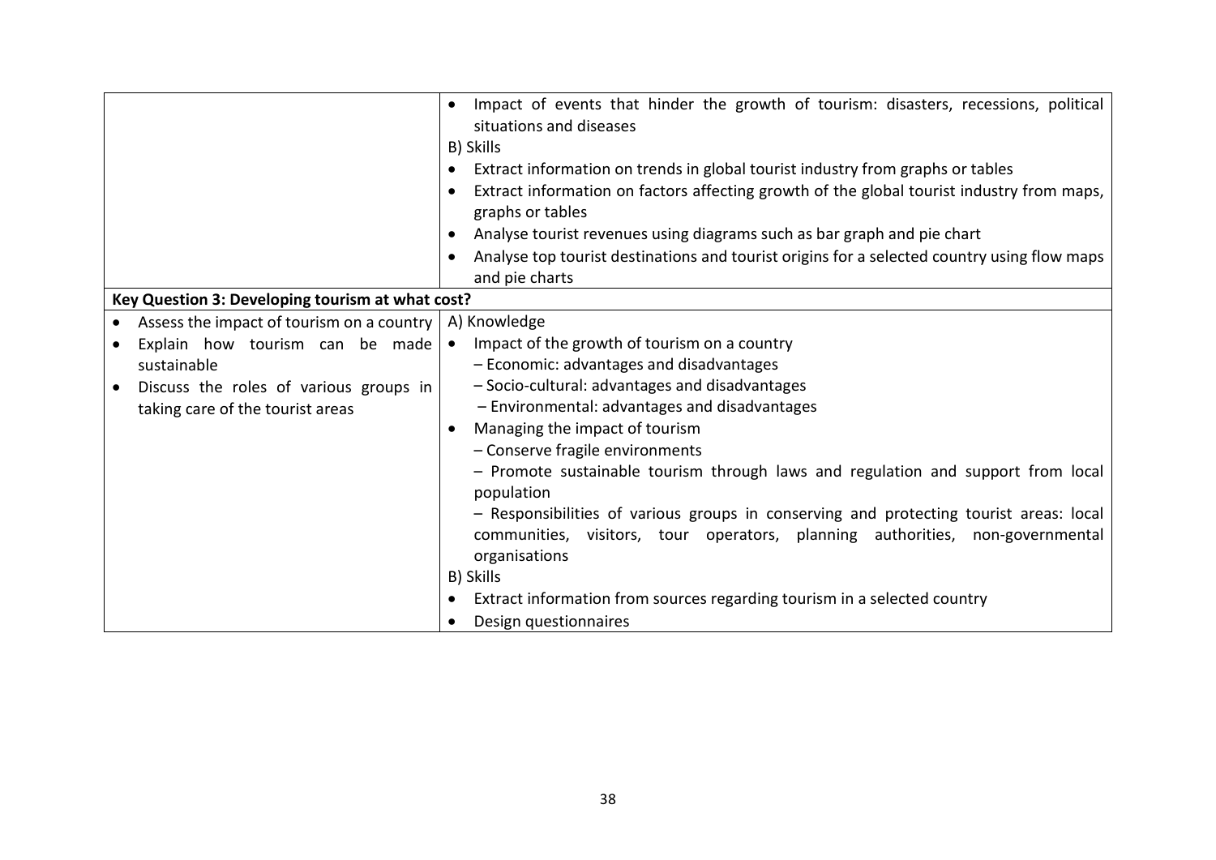| | |
|---|---|
| | • Impact of events that hinder the growth of tourism: disasters, recessions, political situations and diseases<br>B) Skills<br>• Extract information on trends in global tourist industry from graphs or tables<br>• Extract information on factors affecting growth of the global tourist industry from maps, graphs or tables<br>• Analyse tourist revenues using diagrams such as bar graph and pie chart<br>• Analyse top tourist destinations and tourist origins for a selected country using flow maps and pie charts |
| **Key Question 3: Developing tourism at what cost?** | |
| • Assess the impact of tourism on a country<br>• Explain how tourism can be made sustainable<br>• Discuss the roles of various groups in taking care of the tourist areas | A) Knowledge<br>• Impact of the growth of tourism on a country<br>– Economic: advantages and disadvantages<br>– Socio-cultural: advantages and disadvantages<br>– Environmental: advantages and disadvantages<br>• Managing the impact of tourism<br>– Conserve fragile environments<br>– Promote sustainable tourism through laws and regulation and support from local population<br>– Responsibilities of various groups in conserving and protecting tourist areas: local communities, visitors, tour operators, planning authorities, non-governmental organisations<br>B) Skills<br>• Extract information from sources regarding tourism in a selected country<br>• Design questionnaires |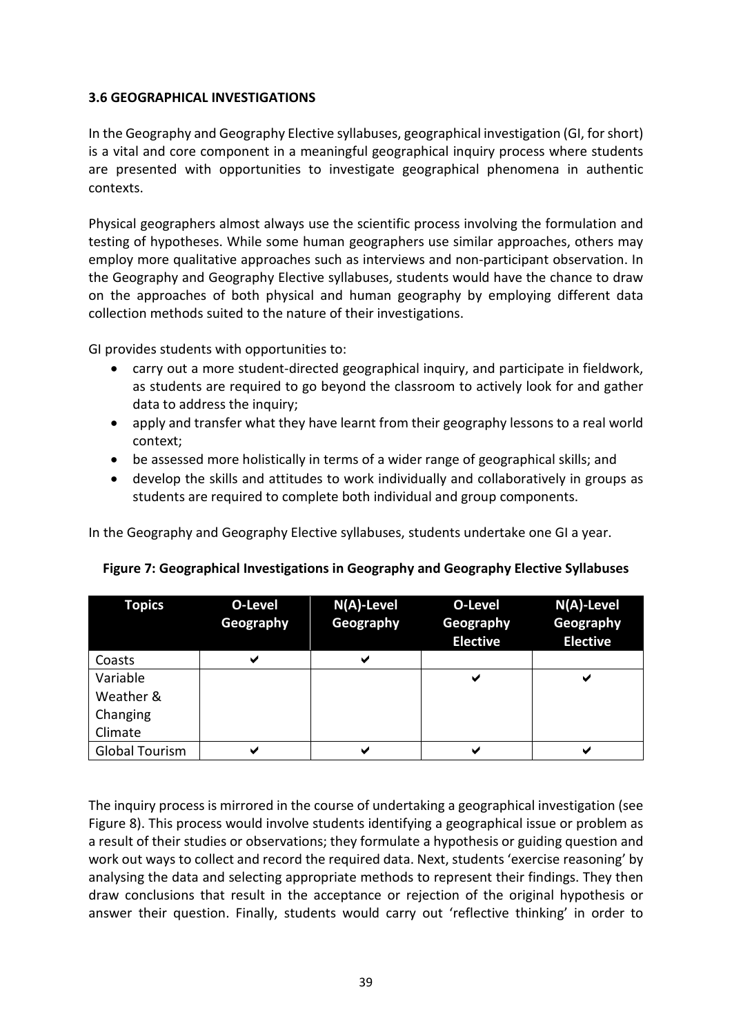### 3.6 GEOGRAPHICAL INVESTIGATIONS

In the Geography and Geography Elective syllabuses, geographical investigation (GI, for short) is a vital and core component in a meaningful geographical inquiry process where students are presented with opportunities to investigate geographical phenomena in authentic contexts.

Physical geographers almost always use the scientific process involving the formulation and testing of hypotheses. While some human geographers use similar approaches, others may employ more qualitative approaches such as interviews and non-participant observation. In the Geography and Geography Elective syllabuses, students would have the chance to draw on the approaches of both physical and human geography by employing different data collection methods suited to the nature of their investigations.

GI provides students with opportunities to:

- carry out a more student-directed geographical inquiry, and participate in fieldwork, as students are required to go beyond the classroom to actively look for and gather data to address the inquiry;
- apply and transfer what they have learnt from their geography lessons to a real world context;
- be assessed more holistically in terms of a wider range of geographical skills; and
- develop the skills and attitudes to work individually and collaboratively in groups as students are required to complete both individual and group components.

In the Geography and Geography Elective syllabuses, students undertake one GI a year.

**Figure 7: Geographical Investigations in Geography and Geography Elective Syllabuses**

| Topics | O-Level Geography | N(A)-Level Geography | O-Level Geography Elective | N(A)-Level Geography Elective |
|---|---|---|---|---|
| Coasts | ✔ | ✔ | | |
| Variable Weather & Changing Climate | | | ✔ | ✔ |
| Global Tourism | ✔ | ✔ | ✔ | ✔ |

The inquiry process is mirrored in the course of undertaking a geographical investigation (see Figure 8). This process would involve students identifying a geographical issue or problem as a result of their studies or observations; they formulate a hypothesis or guiding question and work out ways to collect and record the required data. Next, students 'exercise reasoning' by analysing the data and selecting appropriate methods to represent their findings. They then draw conclusions that result in the acceptance or rejection of the original hypothesis or answer their question. Finally, students would carry out 'reflective thinking' in order to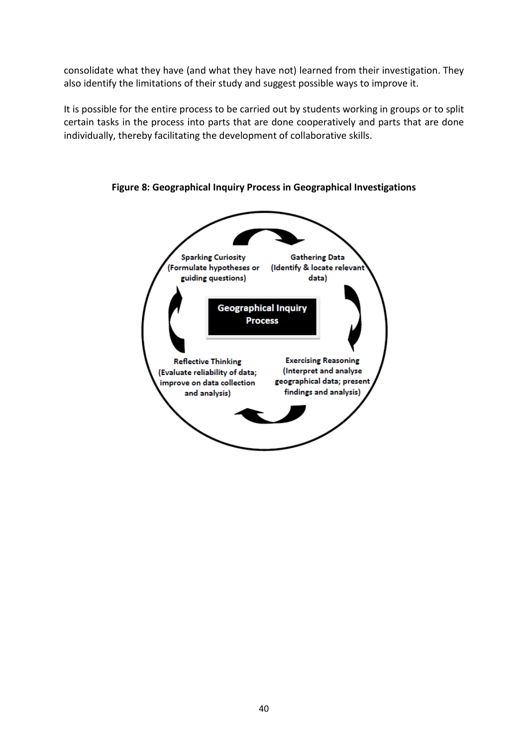consolidate what they have (and what they have not) learned from their investigation. They also identify the limitations of their study and suggest possible ways to improve it.

It is possible for the entire process to be carried out by students working in groups or to split certain tasks in the process into parts that are done cooperatively and parts that are done individually, thereby facilitating the development of collaborative skills.

**Figure 8: Geographical Inquiry Process in Geographical Investigations**

Geographical Inquiry Process

Sparking Curiosity (Formulate hypotheses or guiding questions)

Gathering Data (Identify & locate relevant data)

Exercising Reasoning (Interpret and analyse geographical data; present findings and analysis)

Reflective Thinking (Evaluate reliability of data; improve on data collection and analysis)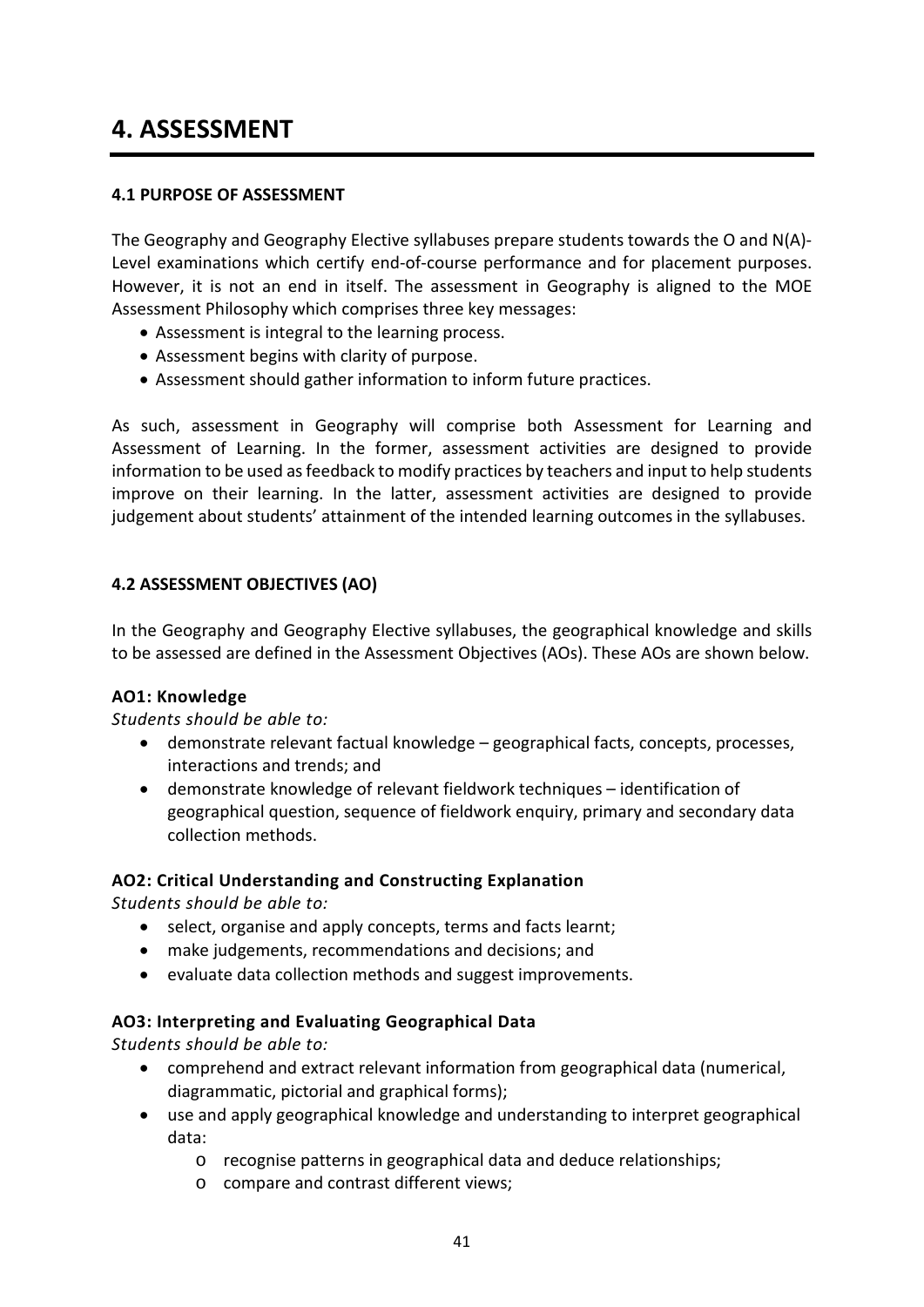# 4. ASSESSMENT

### 4.1 PURPOSE OF ASSESSMENT

The Geography and Geography Elective syllabuses prepare students towards the O and N(A)-Level examinations which certify end-of-course performance and for placement purposes. However, it is not an end in itself. The assessment in Geography is aligned to the MOE Assessment Philosophy which comprises three key messages:

- Assessment is integral to the learning process.
- Assessment begins with clarity of purpose.
- Assessment should gather information to inform future practices.

As such, assessment in Geography will comprise both Assessment for Learning and Assessment of Learning. In the former, assessment activities are designed to provide information to be used as feedback to modify practices by teachers and input to help students improve on their learning. In the latter, assessment activities are designed to provide judgement about students' attainment of the intended learning outcomes in the syllabuses.

### 4.2 ASSESSMENT OBJECTIVES (AO)

In the Geography and Geography Elective syllabuses, the geographical knowledge and skills to be assessed are defined in the Assessment Objectives (AOs). These AOs are shown below.

**AO1: Knowledge**

*Students should be able to:*

- demonstrate relevant factual knowledge – geographical facts, concepts, processes, interactions and trends; and
- demonstrate knowledge of relevant fieldwork techniques – identification of geographical question, sequence of fieldwork enquiry, primary and secondary data collection methods.

**AO2: Critical Understanding and Constructing Explanation**

*Students should be able to:*

- select, organise and apply concepts, terms and facts learnt;
- make judgements, recommendations and decisions; and
- evaluate data collection methods and suggest improvements.

**AO3: Interpreting and Evaluating Geographical Data**

*Students should be able to:*

- comprehend and extract relevant information from geographical data (numerical, diagrammatic, pictorial and graphical forms);
- use and apply geographical knowledge and understanding to interpret geographical data:
  - recognise patterns in geographical data and deduce relationships;
  - compare and contrast different views;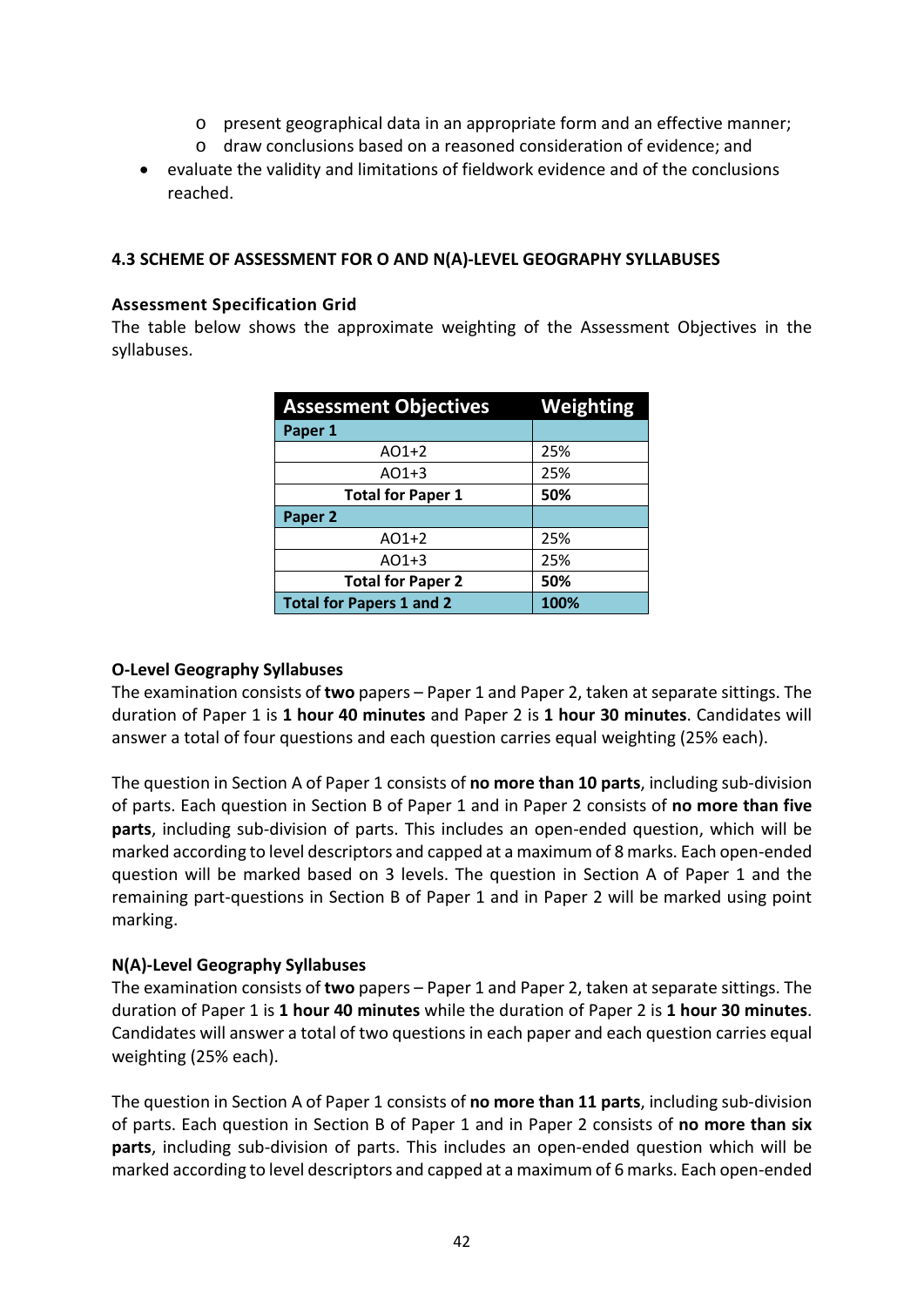- present geographical data in an appropriate form and an effective manner;
  - draw conclusions based on a reasoned consideration of evidence; and
- evaluate the validity and limitations of fieldwork evidence and of the conclusions reached.

### 4.3 SCHEME OF ASSESSMENT FOR O AND N(A)-LEVEL GEOGRAPHY SYLLABUSES

**Assessment Specification Grid**

The table below shows the approximate weighting of the Assessment Objectives in the syllabuses.

| Assessment Objectives | Weighting |
|---|---|
| **Paper 1** | |
| AO1+2 | 25% |
| AO1+3 | 25% |
| **Total for Paper 1** | **50%** |
| **Paper 2** | |
| AO1+2 | 25% |
| AO1+3 | 25% |
| **Total for Paper 2** | **50%** |
| **Total for Papers 1 and 2** | **100%** |

**O-Level Geography Syllabuses**

The examination consists of **two** papers – Paper 1 and Paper 2, taken at separate sittings. The duration of Paper 1 is **1 hour 40 minutes** and Paper 2 is **1 hour 30 minutes**. Candidates will answer a total of four questions and each question carries equal weighting (25% each).

The question in Section A of Paper 1 consists of **no more than 10 parts**, including sub-division of parts. Each question in Section B of Paper 1 and in Paper 2 consists of **no more than five parts**, including sub-division of parts. This includes an open-ended question, which will be marked according to level descriptors and capped at a maximum of 8 marks. Each open-ended question will be marked based on 3 levels. The question in Section A of Paper 1 and the remaining part-questions in Section B of Paper 1 and in Paper 2 will be marked using point marking.

**N(A)-Level Geography Syllabuses**

The examination consists of **two** papers – Paper 1 and Paper 2, taken at separate sittings. The duration of Paper 1 is **1 hour 40 minutes** while the duration of Paper 2 is **1 hour 30 minutes**. Candidates will answer a total of two questions in each paper and each question carries equal weighting (25% each).

The question in Section A of Paper 1 consists of **no more than 11 parts**, including sub-division of parts. Each question in Section B of Paper 1 and in Paper 2 consists of **no more than six parts**, including sub-division of parts. This includes an open-ended question which will be marked according to level descriptors and capped at a maximum of 6 marks. Each open-ended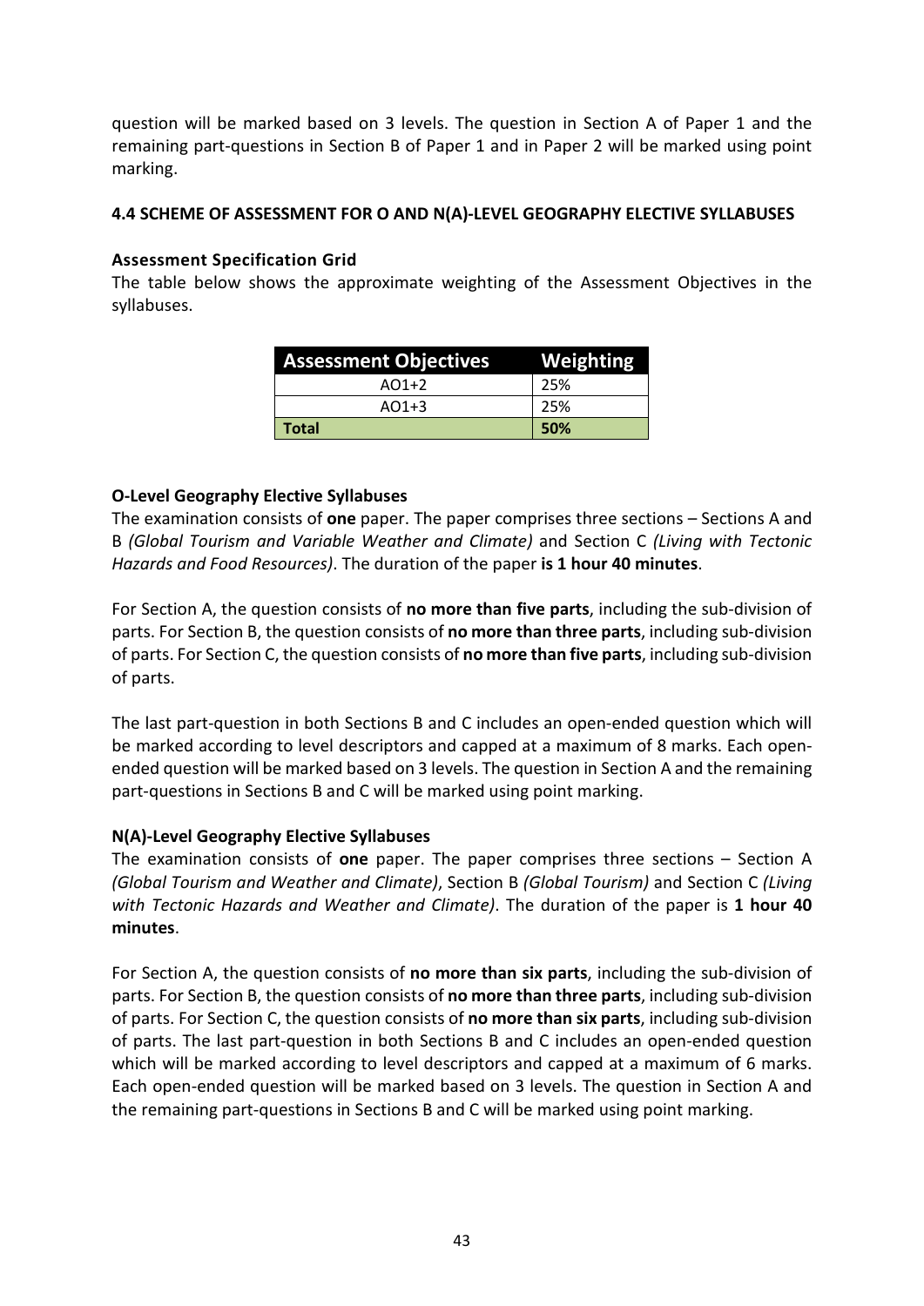question will be marked based on 3 levels. The question in Section A of Paper 1 and the remaining part-questions in Section B of Paper 1 and in Paper 2 will be marked using point marking.

### 4.4 SCHEME OF ASSESSMENT FOR O AND N(A)-LEVEL GEOGRAPHY ELECTIVE SYLLABUSES

#### Assessment Specification Grid

The table below shows the approximate weighting of the Assessment Objectives in the syllabuses.

| Assessment Objectives | Weighting |
|---|---|
| AO1+2 | 25% |
| AO1+3 | 25% |
| **Total** | **50%** |

#### O-Level Geography Elective Syllabuses

The examination consists of **one** paper. The paper comprises three sections – Sections A and B *(Global Tourism and Variable Weather and Climate)* and Section C *(Living with Tectonic Hazards and Food Resources)*. The duration of the paper **is 1 hour 40 minutes**.

For Section A, the question consists of **no more than five parts**, including the sub-division of parts. For Section B, the question consists of **no more than three parts**, including sub-division of parts. For Section C, the question consists of **no more than five parts**, including sub-division of parts.

The last part-question in both Sections B and C includes an open-ended question which will be marked according to level descriptors and capped at a maximum of 8 marks. Each open-ended question will be marked based on 3 levels. The question in Section A and the remaining part-questions in Sections B and C will be marked using point marking.

#### N(A)-Level Geography Elective Syllabuses

The examination consists of **one** paper. The paper comprises three sections – Section A *(Global Tourism and Weather and Climate)*, Section B *(Global Tourism)* and Section C *(Living with Tectonic Hazards and Weather and Climate)*. The duration of the paper is **1 hour 40 minutes**.

For Section A, the question consists of **no more than six parts**, including the sub-division of parts. For Section B, the question consists of **no more than three parts**, including sub-division of parts. For Section C, the question consists of **no more than six parts**, including sub-division of parts. The last part-question in both Sections B and C includes an open-ended question which will be marked according to level descriptors and capped at a maximum of 6 marks. Each open-ended question will be marked based on 3 levels. The question in Section A and the remaining part-questions in Sections B and C will be marked using point marking.